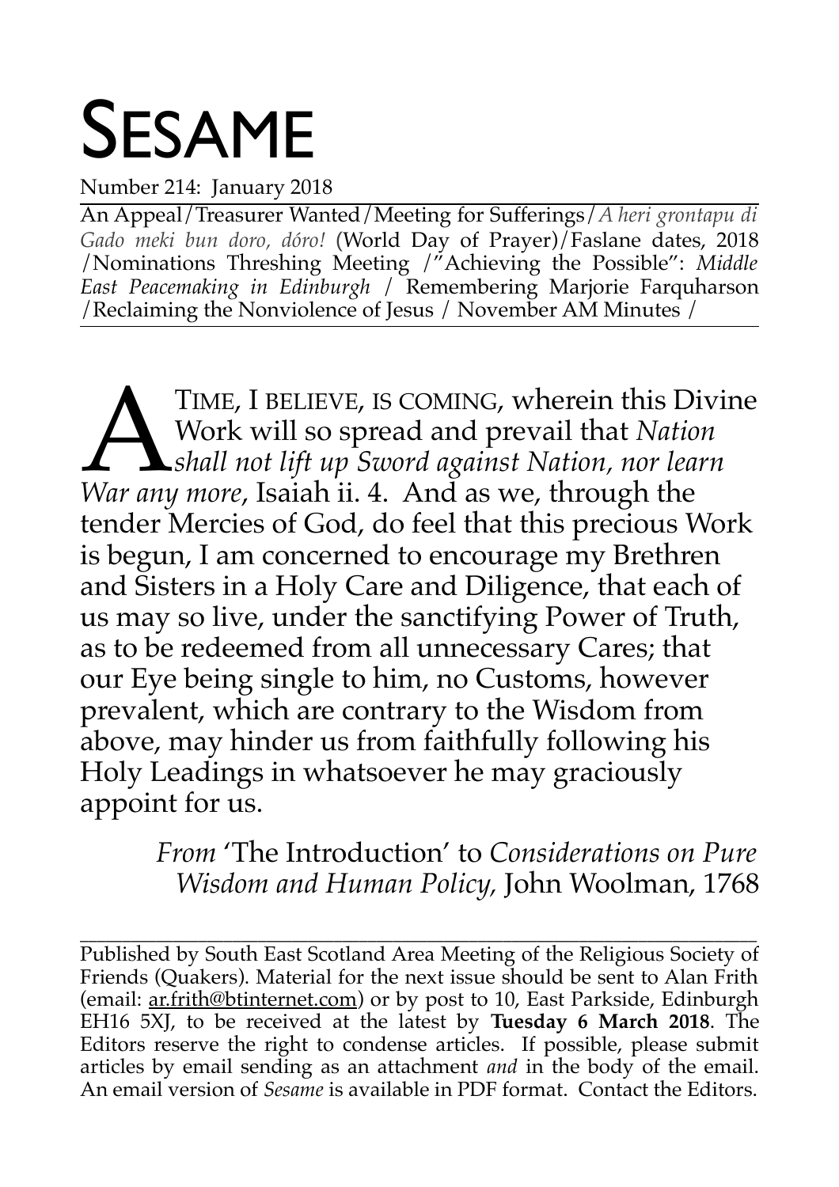# SESAME

Number 214: January 2018

An Appeal/Treasurer Wanted/Meeting for Sufferings/*A heri grontapu di Gado meki bun doro, dóro!* (World Day of Prayer)/Faslane dates, 2018 /Nominations Threshing Meeting /"Achieving the Possible": *Middle East Peacemaking in Edinburgh* / Remembering Marjorie Farquharson /Reclaiming the Nonviolence of Jesus / November AM Minutes /

A TIME, I BELIEVE, IS COMING, wherein this Divine Work will so spread and prevail that *Nation shall not lift up Sword against Nation, nor learn War any more*, Isaiah ii. 4. And as we, through the tender Mercies of God, do feel that this precious Work is begun, I am concerned to encourage my Brethren and Sisters in a Holy Care and Diligence, that each of us may so live, under the sanctifying Power of Truth, as to be redeemed from all unnecessary Cares; that our Eye being single to him, no Customs, however prevalent, which are contrary to the Wisdom from above, may hinder us from faithfully following his Holy Leadings in whatsoever he may graciously appoint for us.

*From* 'The Introduction' to *Considerations on Pure Wisdom and Human Policy,* John Woolman, 1768

---

Published by South East Scotland Area Meeting of the Religious Society of Friends (Quakers). Material for the next issue should be sent to Alan Frith (email: ar.frith@btinternet.com) or by post to 10, East Parkside, Edinburgh EH16 5XJ, to be received at the latest by **Tuesday 6 March 2018**. The Editors reserve the right to condense articles. If possible, please submit articles by email sending as an attachment *and* in the body of the email. An email version of *Sesame* is available in PDF format. Contact the Editors.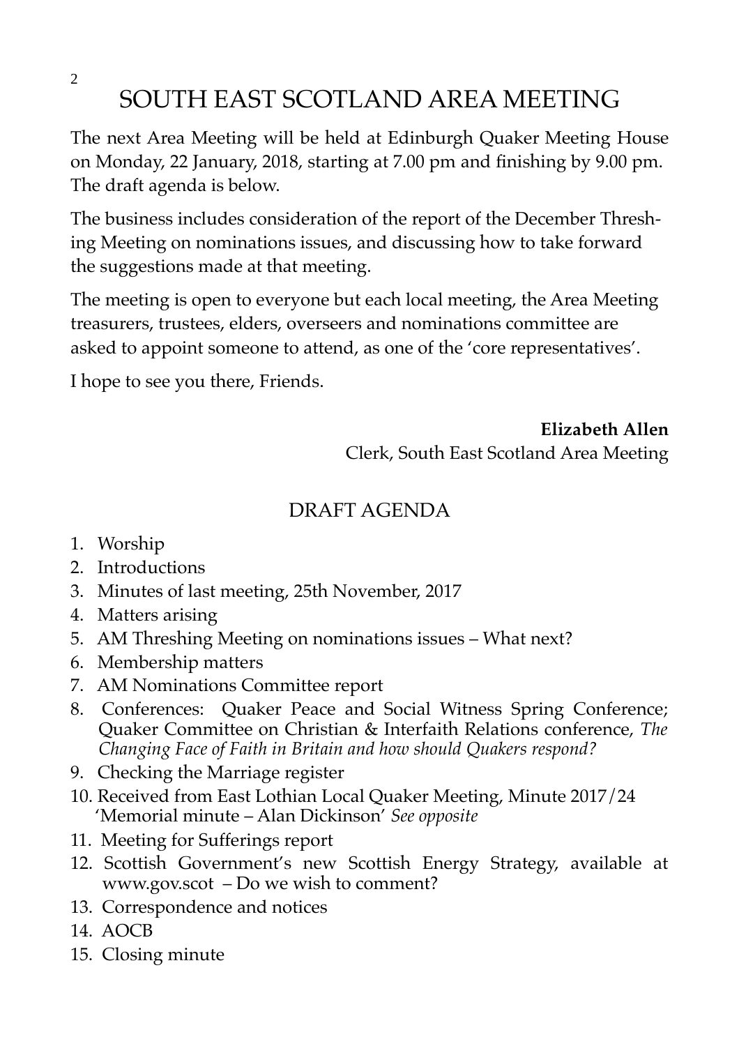# SOUTH EAST SCOTLAND AREA MEETING

The next Area Meeting will be held at Edinburgh Quaker Meeting House on Monday, 22 January, 2018, starting at 7.00 pm and finishing by 9.00 pm. The draft agenda is below.

The business includes consideration of the report of the December Threshing Meeting on nominations issues, and discussing how to take forward the suggestions made at that meeting.

The meeting is open to everyone but each local meeting, the Area Meeting treasurers, trustees, elders, overseers and nominations committee are asked to appoint someone to attend, as one of the 'core representatives'.

I hope to see you there, Friends.

**Elizabeth Allen**
Clerk, South East Scotland Area Meeting

## DRAFT AGENDA

1. Worship
2. Introductions
3. Minutes of last meeting, 25th November, 2017
4. Matters arising
5. AM Threshing Meeting on nominations issues – What next?
6. Membership matters
7. AM Nominations Committee report
8. Conferences: Quaker Peace and Social Witness Spring Conference; Quaker Committee on Christian & Interfaith Relations conference, *The Changing Face of Faith in Britain and how should Quakers respond?*
9. Checking the Marriage register
10. Received from East Lothian Local Quaker Meeting, Minute 2017/24 'Memorial minute – Alan Dickinson' *See opposite*
11. Meeting for Sufferings report
12. Scottish Government's new Scottish Energy Strategy, available at www.gov.scot – Do we wish to comment?
13. Correspondence and notices
14. AOCB
15. Closing minute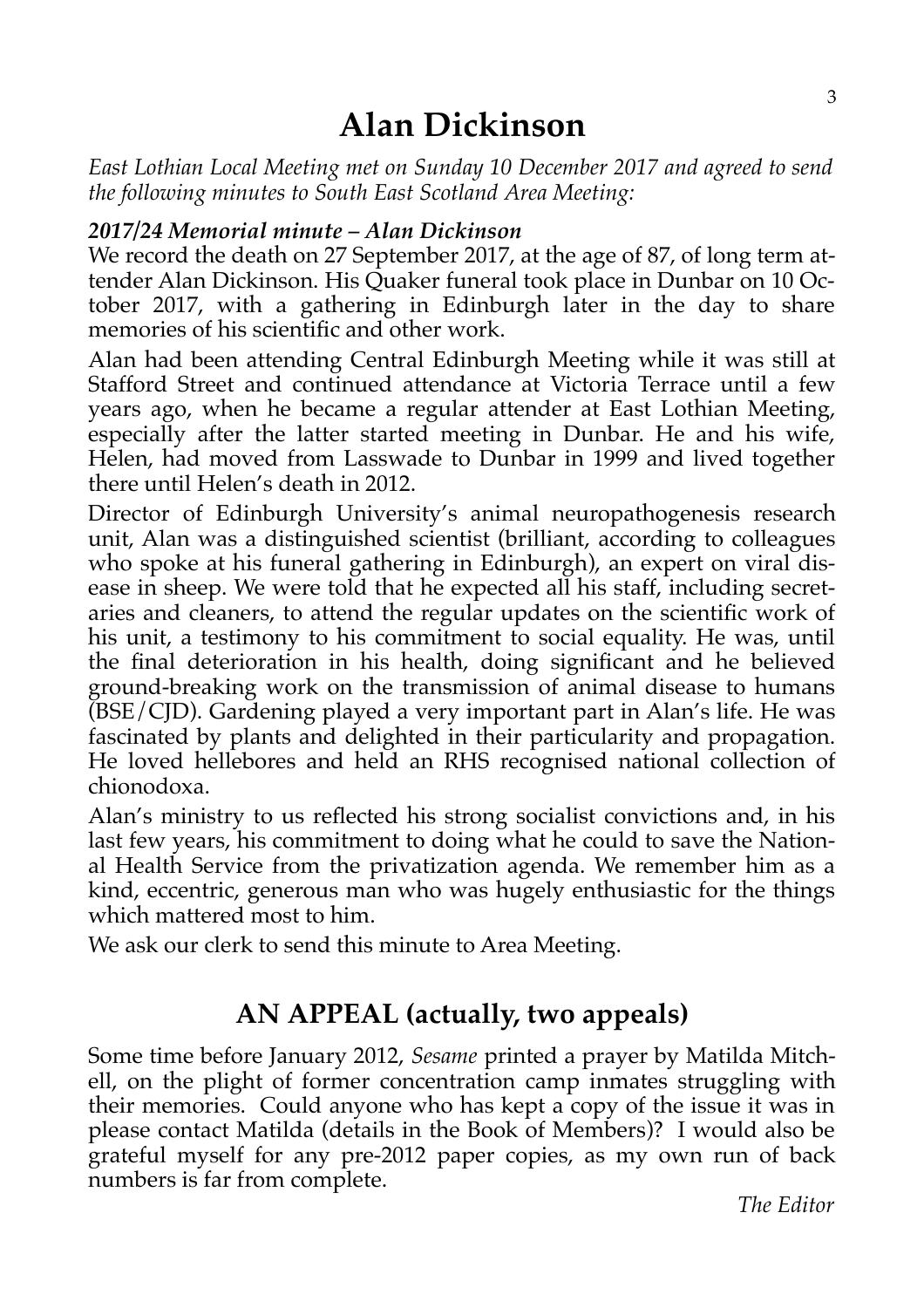# Alan Dickinson

*East Lothian Local Meeting met on Sunday 10 December 2017 and agreed to send the following minutes to South East Scotland Area Meeting:*

***2017/24 Memorial minute – Alan Dickinson***

We record the death on 27 September 2017, at the age of 87, of long term attender Alan Dickinson. His Quaker funeral took place in Dunbar on 10 October 2017, with a gathering in Edinburgh later in the day to share memories of his scientific and other work.

Alan had been attending Central Edinburgh Meeting while it was still at Stafford Street and continued attendance at Victoria Terrace until a few years ago, when he became a regular attender at East Lothian Meeting, especially after the latter started meeting in Dunbar. He and his wife, Helen, had moved from Lasswade to Dunbar in 1999 and lived together there until Helen's death in 2012.

Director of Edinburgh University's animal neuropathogenesis research unit, Alan was a distinguished scientist (brilliant, according to colleagues who spoke at his funeral gathering in Edinburgh), an expert on viral disease in sheep. We were told that he expected all his staff, including secretaries and cleaners, to attend the regular updates on the scientific work of his unit, a testimony to his commitment to social equality. He was, until the final deterioration in his health, doing significant and he believed ground-breaking work on the transmission of animal disease to humans (BSE/CJD). Gardening played a very important part in Alan's life. He was fascinated by plants and delighted in their particularity and propagation. He loved hellebores and held an RHS recognised national collection of chionodoxa.

Alan's ministry to us reflected his strong socialist convictions and, in his last few years, his commitment to doing what he could to save the National Health Service from the privatization agenda. We remember him as a kind, eccentric, generous man who was hugely enthusiastic for the things which mattered most to him.

We ask our clerk to send this minute to Area Meeting.

## AN APPEAL (actually, two appeals)

Some time before January 2012, *Sesame* printed a prayer by Matilda Mitchell, on the plight of former concentration camp inmates struggling with their memories. Could anyone who has kept a copy of the issue it was in please contact Matilda (details in the Book of Members)? I would also be grateful myself for any pre-2012 paper copies, as my own run of back numbers is far from complete.

*The Editor*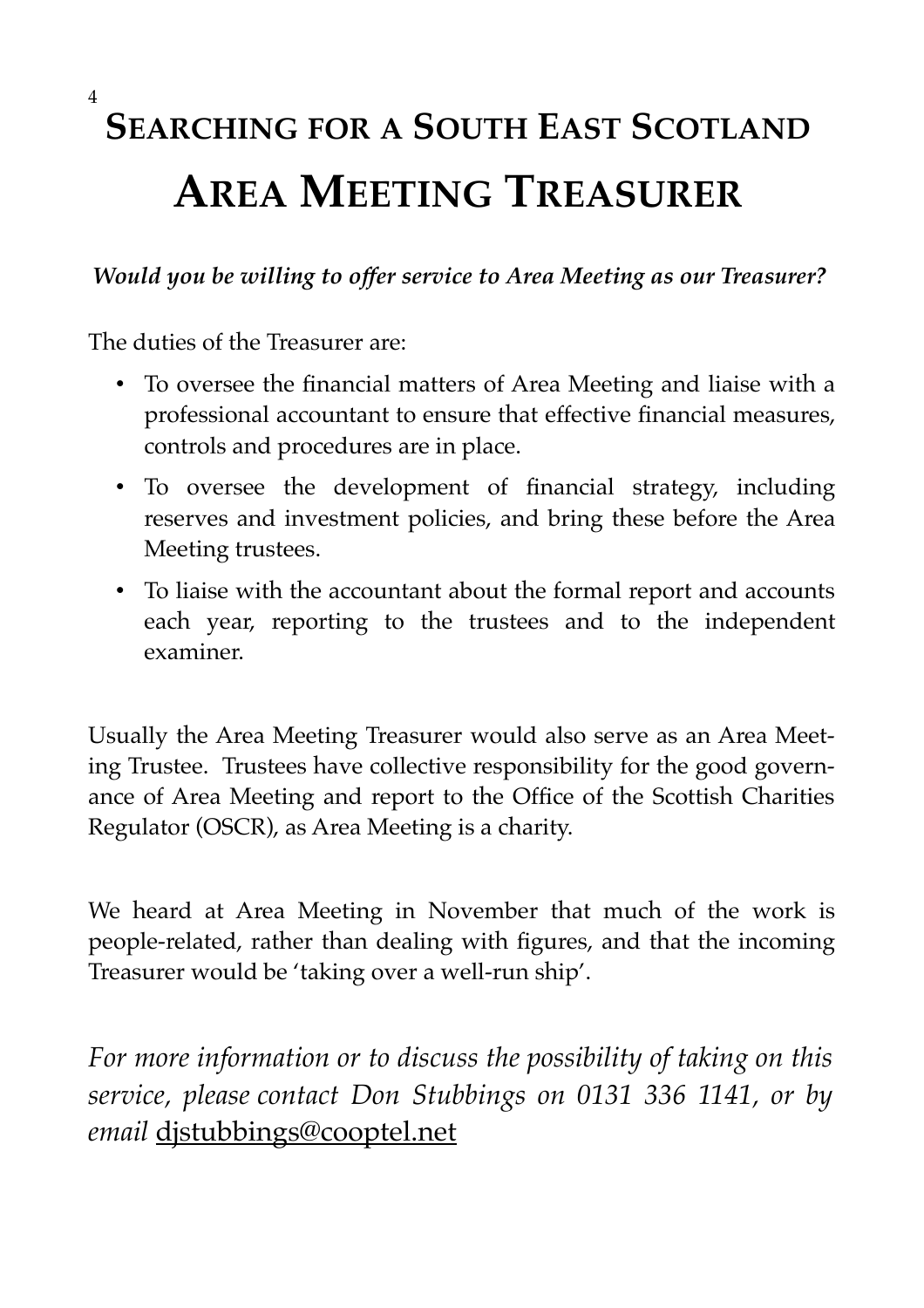# Searching for a South East Scotland Area Meeting Treasurer

***Would you be willing to offer service to Area Meeting as our Treasurer?***

The duties of the Treasurer are:

- To oversee the financial matters of Area Meeting and liaise with a professional accountant to ensure that effective financial measures, controls and procedures are in place.
- To oversee the development of financial strategy, including reserves and investment policies, and bring these before the Area Meeting trustees.
- To liaise with the accountant about the formal report and accounts each year, reporting to the trustees and to the independent examiner.

Usually the Area Meeting Treasurer would also serve as an Area Meeting Trustee. Trustees have collective responsibility for the good governance of Area Meeting and report to the Office of the Scottish Charities Regulator (OSCR), as Area Meeting is a charity.

We heard at Area Meeting in November that much of the work is people-related, rather than dealing with figures, and that the incoming Treasurer would be 'taking over a well-run ship'.

*For more information or to discuss the possibility of taking on this service, please contact Don Stubbings on 0131 336 1141, or by email* djstubbings@cooptel.net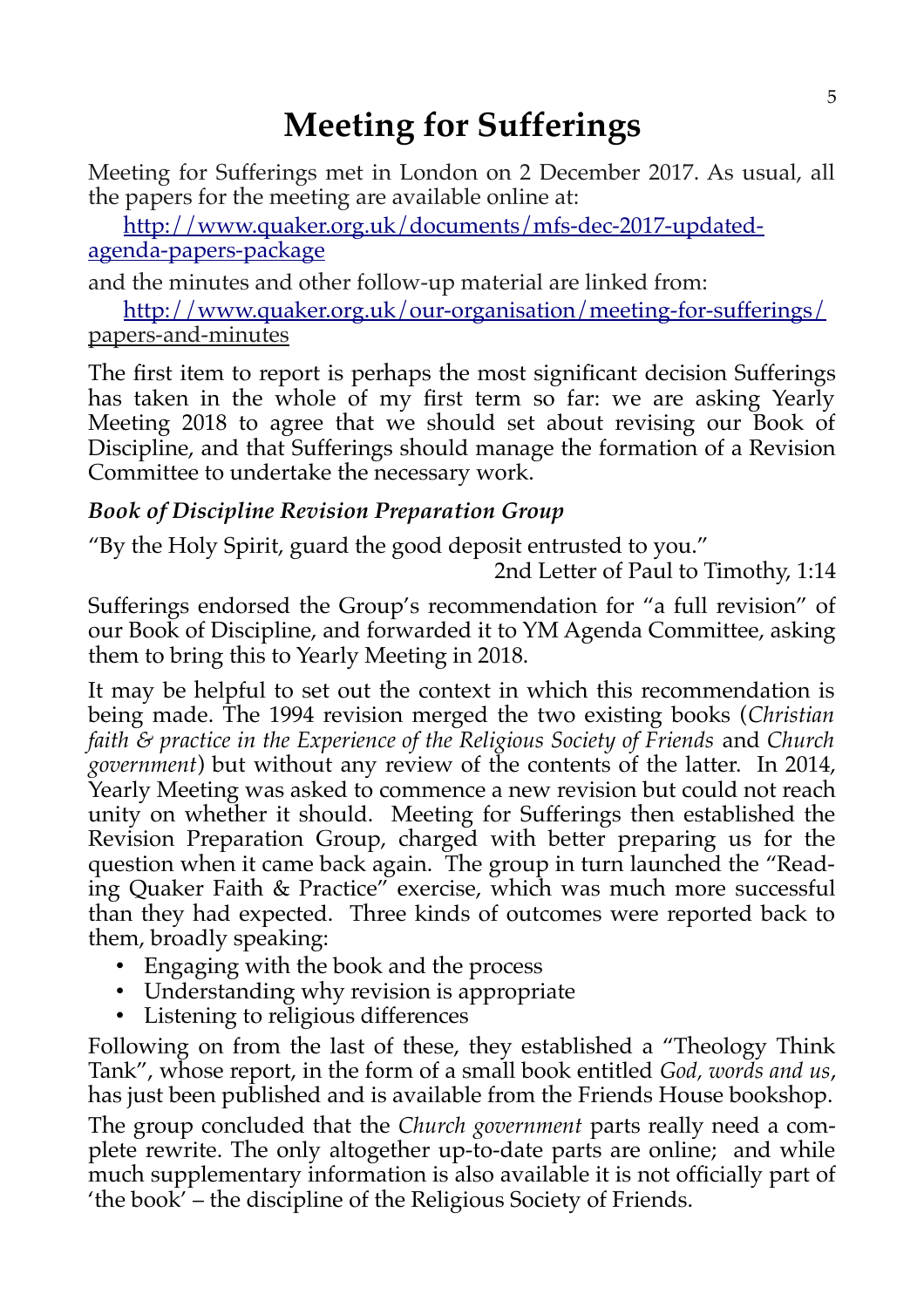# Meeting for Sufferings

Meeting for Sufferings met in London on 2 December 2017. As usual, all the papers for the meeting are available online at:

[http://www.quaker.org.uk/documents/mfs-dec-2017-updated-agenda-papers-package](http://www.quaker.org.uk/documents/mfs-dec-2017-updated-agenda-papers-package)

and the minutes and other follow-up material are linked from:

[http://www.quaker.org.uk/our-organisation/meeting-for-sufferings/papers-and-minutes](http://www.quaker.org.uk/our-organisation/meeting-for-sufferings/papers-and-minutes)

The first item to report is perhaps the most significant decision Sufferings has taken in the whole of my first term so far: we are asking Yearly Meeting 2018 to agree that we should set about revising our Book of Discipline, and that Sufferings should manage the formation of a Revision Committee to undertake the necessary work.

### *Book of Discipline Revision Preparation Group*

"By the Holy Spirit, guard the good deposit entrusted to you."

2nd Letter of Paul to Timothy, 1:14

Sufferings endorsed the Group's recommendation for "a full revision" of our Book of Discipline, and forwarded it to YM Agenda Committee, asking them to bring this to Yearly Meeting in 2018.

It may be helpful to set out the context in which this recommendation is being made. The 1994 revision merged the two existing books (*Christian faith & practice in the Experience of the Religious Society of Friends* and *Church government*) but without any review of the contents of the latter. In 2014, Yearly Meeting was asked to commence a new revision but could not reach unity on whether it should. Meeting for Sufferings then established the Revision Preparation Group, charged with better preparing us for the question when it came back again. The group in turn launched the "Reading Quaker Faith & Practice" exercise, which was much more successful than they had expected. Three kinds of outcomes were reported back to them, broadly speaking:

- Engaging with the book and the process
- Understanding why revision is appropriate
- Listening to religious differences

Following on from the last of these, they established a "Theology Think Tank", whose report, in the form of a small book entitled *God, words and us*, has just been published and is available from the Friends House bookshop.

The group concluded that the *Church government* parts really need a complete rewrite. The only altogether up-to-date parts are online; and while much supplementary information is also available it is not officially part of 'the book' – the discipline of the Religious Society of Friends.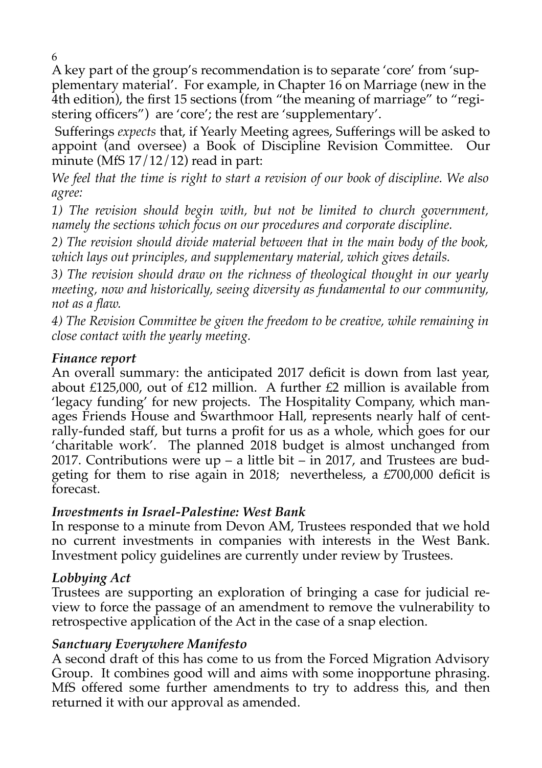A key part of the group's recommendation is to separate 'core' from 'supplementary material'. For example, in Chapter 16 on Marriage (new in the 4th edition), the first 15 sections (from "the meaning of marriage" to "registering officers") are 'core'; the rest are 'supplementary'.

Sufferings *expects* that, if Yearly Meeting agrees, Sufferings will be asked to appoint (and oversee) a Book of Discipline Revision Committee. Our minute (MfS 17/12/12) read in part:

*We feel that the time is right to start a revision of our book of discipline. We also agree:*

*1) The revision should begin with, but not be limited to church government, namely the sections which focus on our procedures and corporate discipline.*

*2) The revision should divide material between that in the main body of the book, which lays out principles, and supplementary material, which gives details.*

*3) The revision should draw on the richness of theological thought in our yearly meeting, now and historically, seeing diversity as fundamental to our community, not as a flaw.*

*4) The Revision Committee be given the freedom to be creative, while remaining in close contact with the yearly meeting.*

### *Finance report*

An overall summary: the anticipated 2017 deficit is down from last year, about £125,000, out of £12 million. A further £2 million is available from 'legacy funding' for new projects. The Hospitality Company, which manages Friends House and Swarthmoor Hall, represents nearly half of centrally-funded staff, but turns a profit for us as a whole, which goes for our 'charitable work'. The planned 2018 budget is almost unchanged from 2017. Contributions were up – a little bit – in 2017, and Trustees are budgeting for them to rise again in 2018; nevertheless, a £700,000 deficit is forecast.

### *Investments in Israel-Palestine: West Bank*

In response to a minute from Devon AM, Trustees responded that we hold no current investments in companies with interests in the West Bank. Investment policy guidelines are currently under review by Trustees.

### *Lobbying Act*

Trustees are supporting an exploration of bringing a case for judicial review to force the passage of an amendment to remove the vulnerability to retrospective application of the Act in the case of a snap election.

### *Sanctuary Everywhere Manifesto*

A second draft of this has come to us from the Forced Migration Advisory Group. It combines good will and aims with some inopportune phrasing. MfS offered some further amendments to try to address this, and then returned it with our approval as amended.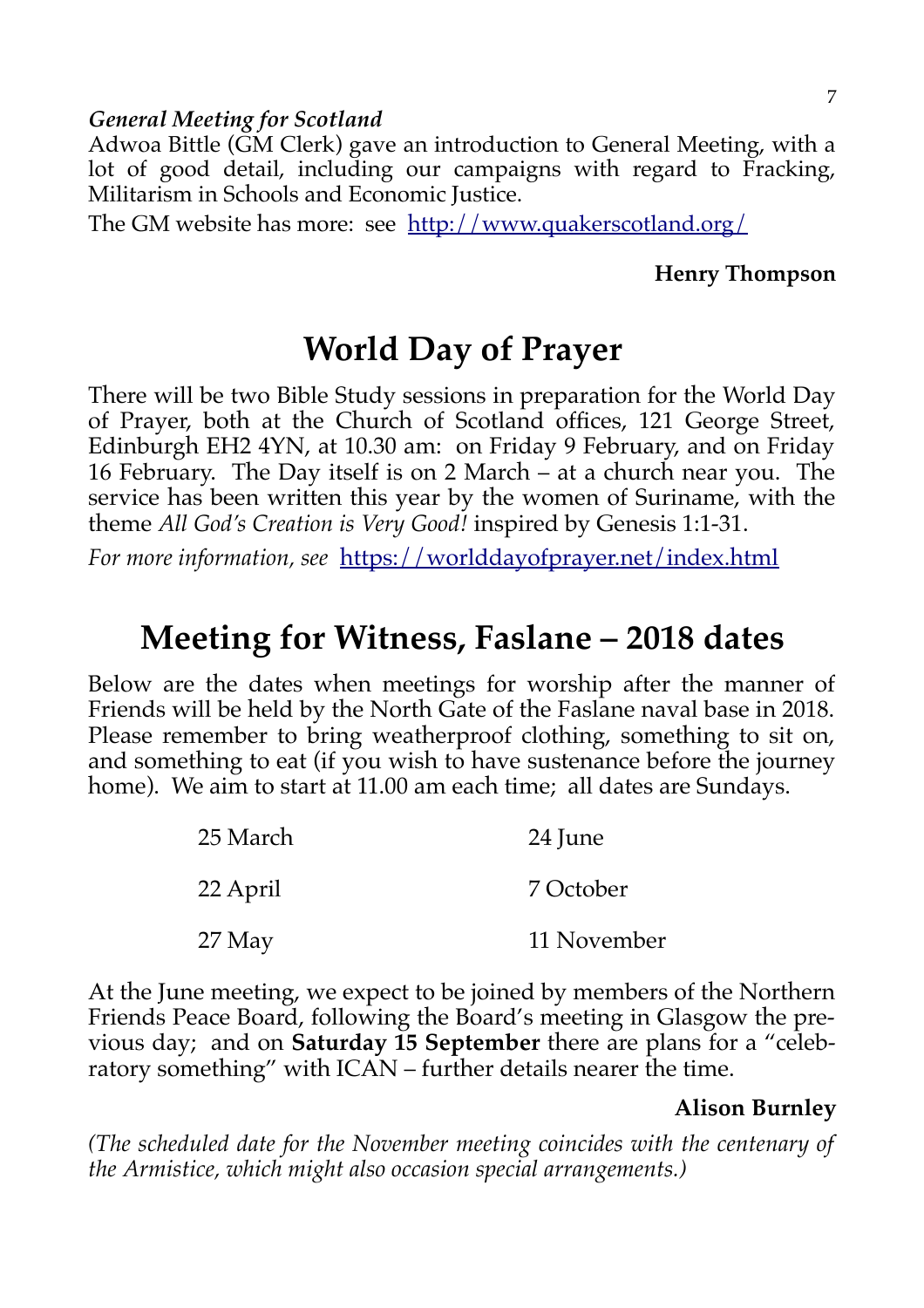***General Meeting for Scotland***

Adwoa Bittle (GM Clerk) gave an introduction to General Meeting, with a lot of good detail, including our campaigns with regard to Fracking, Militarism in Schools and Economic Justice.

The GM website has more: see http://www.quakerscotland.org/

**Henry Thompson**

# World Day of Prayer

There will be two Bible Study sessions in preparation for the World Day of Prayer, both at the Church of Scotland offices, 121 George Street, Edinburgh EH2 4YN, at 10.30 am: on Friday 9 February, and on Friday 16 February. The Day itself is on 2 March – at a church near you. The service has been written this year by the women of Suriname, with the theme *All God's Creation is Very Good!* inspired by Genesis 1:1-31.

*For more information, see* https://worlddayofprayer.net/index.html

# Meeting for Witness, Faslane – 2018 dates

Below are the dates when meetings for worship after the manner of Friends will be held by the North Gate of the Faslane naval base in 2018. Please remember to bring weatherproof clothing, something to sit on, and something to eat (if you wish to have sustenance before the journey home). We aim to start at 11.00 am each time; all dates are Sundays.

| | |
|---|---|
| 25 March | 24 June |
| 22 April | 7 October |
| 27 May | 11 November |

At the June meeting, we expect to be joined by members of the Northern Friends Peace Board, following the Board's meeting in Glasgow the previous day; and on **Saturday 15 September** there are plans for a "celebratory something" with ICAN – further details nearer the time.

**Alison Burnley**

*(The scheduled date for the November meeting coincides with the centenary of the Armistice, which might also occasion special arrangements.)*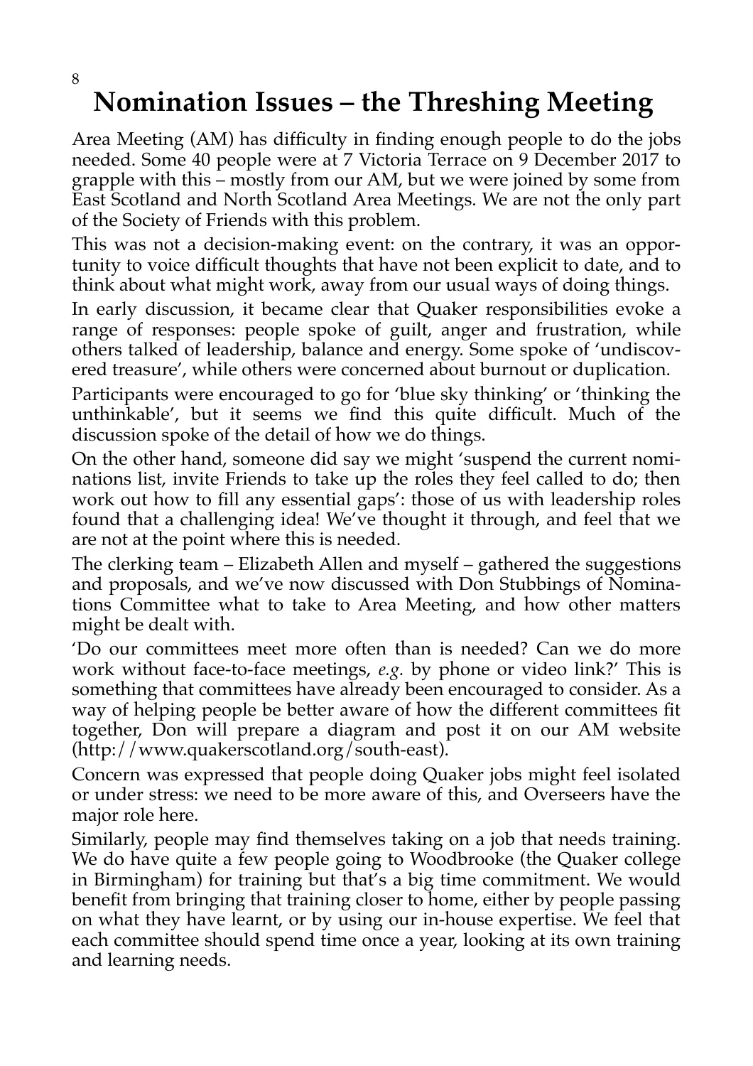# Nomination Issues – the Threshing Meeting

Area Meeting (AM) has difficulty in finding enough people to do the jobs needed. Some 40 people were at 7 Victoria Terrace on 9 December 2017 to grapple with this – mostly from our AM, but we were joined by some from East Scotland and North Scotland Area Meetings. We are not the only part of the Society of Friends with this problem.

This was not a decision-making event: on the contrary, it was an opportunity to voice difficult thoughts that have not been explicit to date, and to think about what might work, away from our usual ways of doing things.

In early discussion, it became clear that Quaker responsibilities evoke a range of responses: people spoke of guilt, anger and frustration, while others talked of leadership, balance and energy. Some spoke of 'undiscovered treasure', while others were concerned about burnout or duplication.

Participants were encouraged to go for 'blue sky thinking' or 'thinking the unthinkable', but it seems we find this quite difficult. Much of the discussion spoke of the detail of how we do things.

On the other hand, someone did say we might 'suspend the current nominations list, invite Friends to take up the roles they feel called to do; then work out how to fill any essential gaps': those of us with leadership roles found that a challenging idea! We've thought it through, and feel that we are not at the point where this is needed.

The clerking team – Elizabeth Allen and myself – gathered the suggestions and proposals, and we've now discussed with Don Stubbings of Nominations Committee what to take to Area Meeting, and how other matters might be dealt with.

'Do our committees meet more often than is needed? Can we do more work without face-to-face meetings, *e.g.* by phone or video link?' This is something that committees have already been encouraged to consider. As a way of helping people be better aware of how the different committees fit together, Don will prepare a diagram and post it on our AM website (http://www.quakerscotland.org/south-east).

Concern was expressed that people doing Quaker jobs might feel isolated or under stress: we need to be more aware of this, and Overseers have the major role here.

Similarly, people may find themselves taking on a job that needs training. We do have quite a few people going to Woodbrooke (the Quaker college in Birmingham) for training but that's a big time commitment. We would benefit from bringing that training closer to home, either by people passing on what they have learnt, or by using our in-house expertise. We feel that each committee should spend time once a year, looking at its own training and learning needs.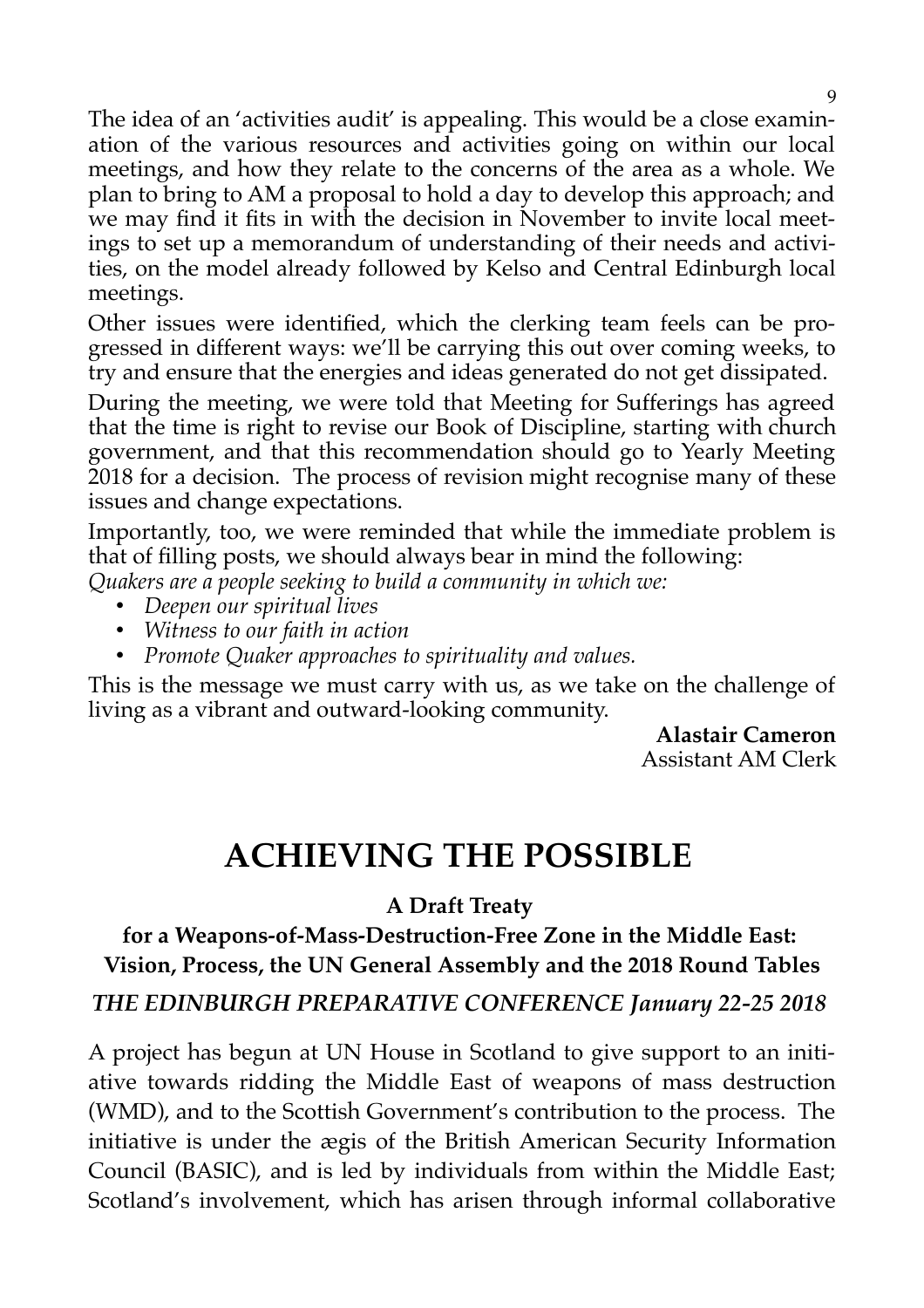The idea of an 'activities audit' is appealing. This would be a close examination of the various resources and activities going on within our local meetings, and how they relate to the concerns of the area as a whole. We plan to bring to AM a proposal to hold a day to develop this approach; and we may find it fits in with the decision in November to invite local meetings to set up a memorandum of understanding of their needs and activities, on the model already followed by Kelso and Central Edinburgh local meetings.

Other issues were identified, which the clerking team feels can be progressed in different ways: we'll be carrying this out over coming weeks, to try and ensure that the energies and ideas generated do not get dissipated.

During the meeting, we were told that Meeting for Sufferings has agreed that the time is right to revise our Book of Discipline, starting with church government, and that this recommendation should go to Yearly Meeting 2018 for a decision. The process of revision might recognise many of these issues and change expectations.

Importantly, too, we were reminded that while the immediate problem is that of filling posts, we should always bear in mind the following:

*Quakers are a people seeking to build a community in which we:*

- *Deepen our spiritual lives*
- *Witness to our faith in action*
- *Promote Quaker approaches to spirituality and values.*

This is the message we must carry with us, as we take on the challenge of living as a vibrant and outward-looking community.

**Alastair Cameron**
Assistant AM Clerk

# ACHIEVING THE POSSIBLE

**A Draft Treaty**

**for a Weapons-of-Mass-Destruction-Free Zone in the Middle East: Vision, Process, the UN General Assembly and the 2018 Round Tables**

***THE EDINBURGH PREPARATIVE CONFERENCE January 22-25 2018***

A project has begun at UN House in Scotland to give support to an initiative towards ridding the Middle East of weapons of mass destruction (WMD), and to the Scottish Government's contribution to the process. The initiative is under the ægis of the British American Security Information Council (BASIC), and is led by individuals from within the Middle East; Scotland's involvement, which has arisen through informal collaborative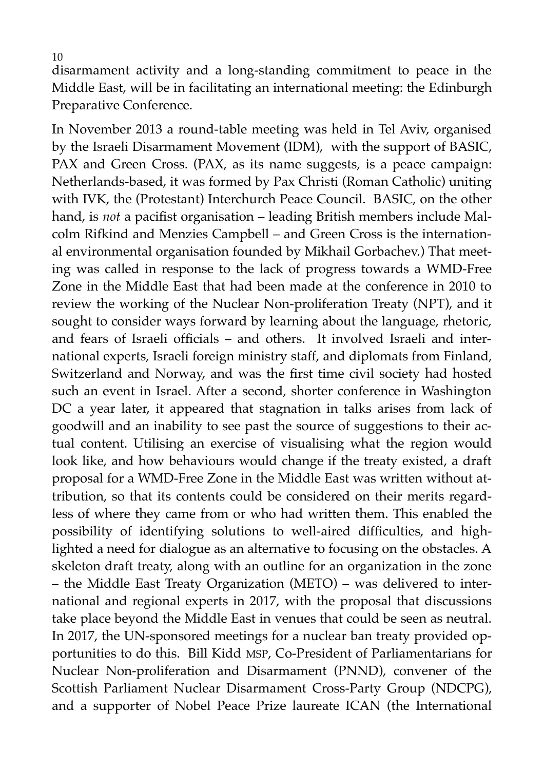disarmament activity and a long-standing commitment to peace in the Middle East, will be in facilitating an international meeting: the Edinburgh Preparative Conference.

In November 2013 a round-table meeting was held in Tel Aviv, organised by the Israeli Disarmament Movement (IDM), with the support of BASIC, PAX and Green Cross. (PAX, as its name suggests, is a peace campaign: Netherlands-based, it was formed by Pax Christi (Roman Catholic) uniting with IVK, the (Protestant) Interchurch Peace Council. BASIC, on the other hand, is *not* a pacifist organisation – leading British members include Malcolm Rifkind and Menzies Campbell – and Green Cross is the international environmental organisation founded by Mikhail Gorbachev.) That meeting was called in response to the lack of progress towards a WMD-Free Zone in the Middle East that had been made at the conference in 2010 to review the working of the Nuclear Non-proliferation Treaty (NPT), and it sought to consider ways forward by learning about the language, rhetoric, and fears of Israeli officials – and others. It involved Israeli and international experts, Israeli foreign ministry staff, and diplomats from Finland, Switzerland and Norway, and was the first time civil society had hosted such an event in Israel. After a second, shorter conference in Washington DC a year later, it appeared that stagnation in talks arises from lack of goodwill and an inability to see past the source of suggestions to their actual content. Utilising an exercise of visualising what the region would look like, and how behaviours would change if the treaty existed, a draft proposal for a WMD-Free Zone in the Middle East was written without attribution, so that its contents could be considered on their merits regardless of where they came from or who had written them. This enabled the possibility of identifying solutions to well-aired difficulties, and highlighted a need for dialogue as an alternative to focusing on the obstacles. A skeleton draft treaty, along with an outline for an organization in the zone – the Middle East Treaty Organization (METO) – was delivered to international and regional experts in 2017, with the proposal that discussions take place beyond the Middle East in venues that could be seen as neutral. In 2017, the UN-sponsored meetings for a nuclear ban treaty provided opportunities to do this. Bill Kidd MSP, Co-President of Parliamentarians for Nuclear Non-proliferation and Disarmament (PNND), convener of the Scottish Parliament Nuclear Disarmament Cross-Party Group (NDCPG), and a supporter of Nobel Peace Prize laureate ICAN (the International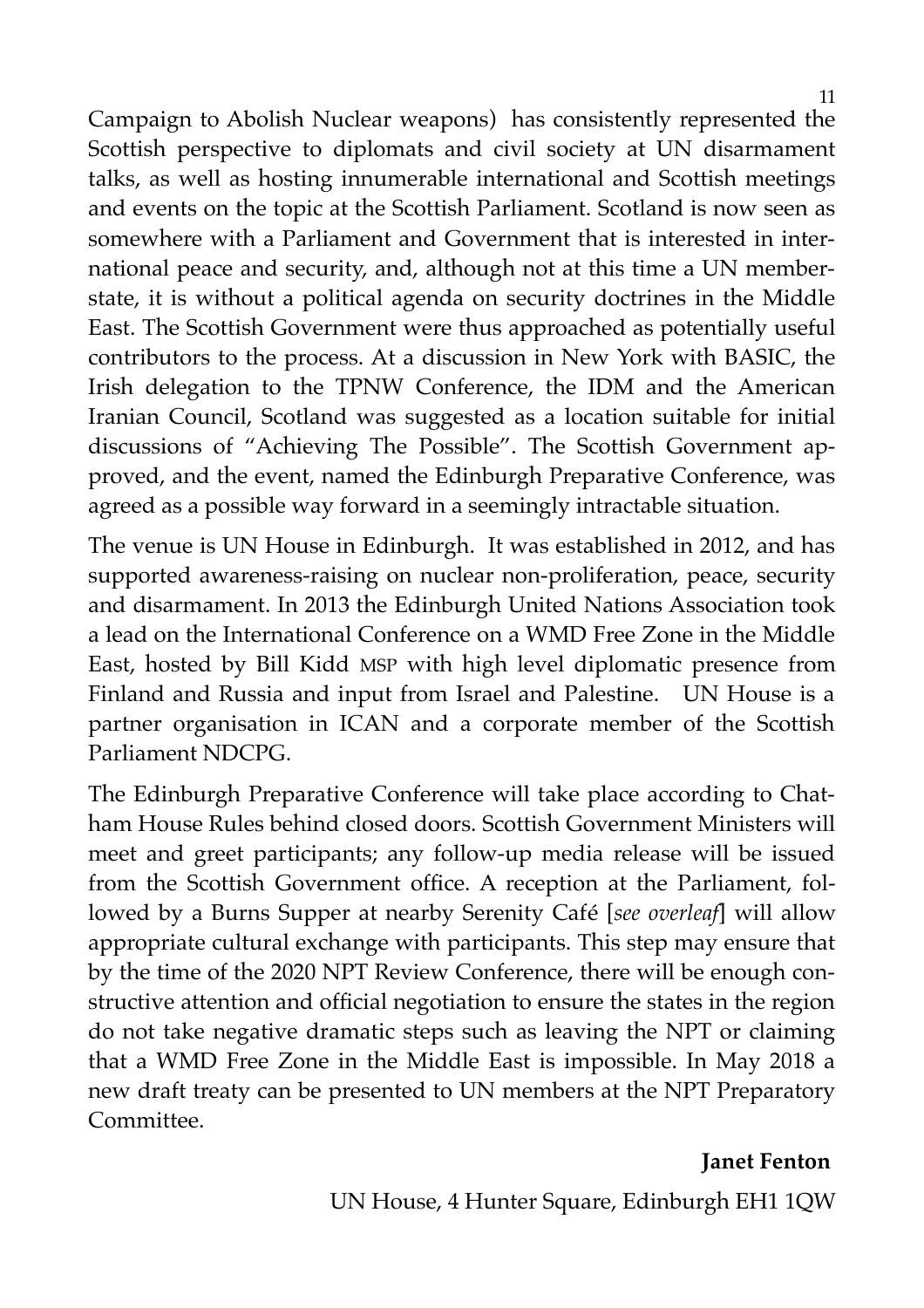Campaign to Abolish Nuclear weapons) has consistently represented the Scottish perspective to diplomats and civil society at UN disarmament talks, as well as hosting innumerable international and Scottish meetings and events on the topic at the Scottish Parliament. Scotland is now seen as somewhere with a Parliament and Government that is interested in international peace and security, and, although not at this time a UN member-state, it is without a political agenda on security doctrines in the Middle East. The Scottish Government were thus approached as potentially useful contributors to the process. At a discussion in New York with BASIC, the Irish delegation to the TPNW Conference, the IDM and the American Iranian Council, Scotland was suggested as a location suitable for initial discussions of "Achieving The Possible". The Scottish Government approved, and the event, named the Edinburgh Preparative Conference, was agreed as a possible way forward in a seemingly intractable situation.

The venue is UN House in Edinburgh. It was established in 2012, and has supported awareness-raising on nuclear non-proliferation, peace, security and disarmament. In 2013 the Edinburgh United Nations Association took a lead on the International Conference on a WMD Free Zone in the Middle East, hosted by Bill Kidd MSP with high level diplomatic presence from Finland and Russia and input from Israel and Palestine. UN House is a partner organisation in ICAN and a corporate member of the Scottish Parliament NDCPG.

The Edinburgh Preparative Conference will take place according to Chatham House Rules behind closed doors. Scottish Government Ministers will meet and greet participants; any follow-up media release will be issued from the Scottish Government office. A reception at the Parliament, followed by a Burns Supper at nearby Serenity Café [*see overleaf*] will allow appropriate cultural exchange with participants. This step may ensure that by the time of the 2020 NPT Review Conference, there will be enough constructive attention and official negotiation to ensure the states in the region do not take negative dramatic steps such as leaving the NPT or claiming that a WMD Free Zone in the Middle East is impossible. In May 2018 a new draft treaty can be presented to UN members at the NPT Preparatory Committee.

**Janet Fenton**

UN House, 4 Hunter Square, Edinburgh EH1 1QW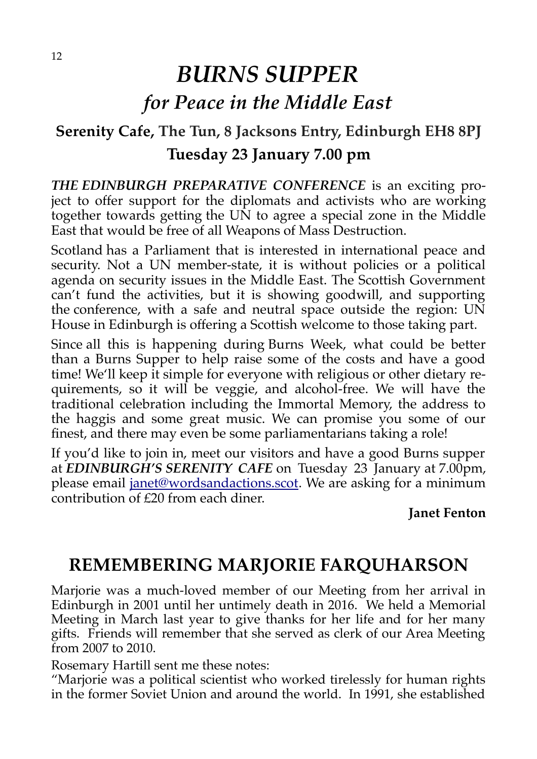# *BURNS SUPPER*

## *for Peace in the Middle East*

### Serenity Cafe, The Tun, 8 Jacksons Entry, Edinburgh EH8 8PJ

### Tuesday 23 January 7.00 pm

***THE EDINBURGH PREPARATIVE CONFERENCE*** is an exciting project to offer support for the diplomats and activists who are working together towards getting the UN to agree a special zone in the Middle East that would be free of all Weapons of Mass Destruction.

Scotland has a Parliament that is interested in international peace and security. Not a UN member-state, it is without policies or a political agenda on security issues in the Middle East. The Scottish Government can't fund the activities, but it is showing goodwill, and supporting the conference, with a safe and neutral space outside the region: UN House in Edinburgh is offering a Scottish welcome to those taking part.

Since all this is happening during Burns Week, what could be better than a Burns Supper to help raise some of the costs and have a good time! We'll keep it simple for everyone with religious or other dietary requirements, so it will be veggie, and alcohol-free. We will have the traditional celebration including the Immortal Memory, the address to the haggis and some great music. We can promise you some of our finest, and there may even be some parliamentarians taking a role!

If you'd like to join in, meet our visitors and have a good Burns supper at ***EDINBURGH'S SERENITY CAFE*** on Tuesday 23 January at 7.00pm, please email janet@wordsandactions.scot. We are asking for a minimum contribution of £20 from each diner.

**Janet Fenton**

## REMEMBERING MARJORIE FARQUHARSON

Marjorie was a much-loved member of our Meeting from her arrival in Edinburgh in 2001 until her untimely death in 2016. We held a Memorial Meeting in March last year to give thanks for her life and for her many gifts. Friends will remember that she served as clerk of our Area Meeting from 2007 to 2010.

Rosemary Hartill sent me these notes:

"Marjorie was a political scientist who worked tirelessly for human rights in the former Soviet Union and around the world. In 1991, she established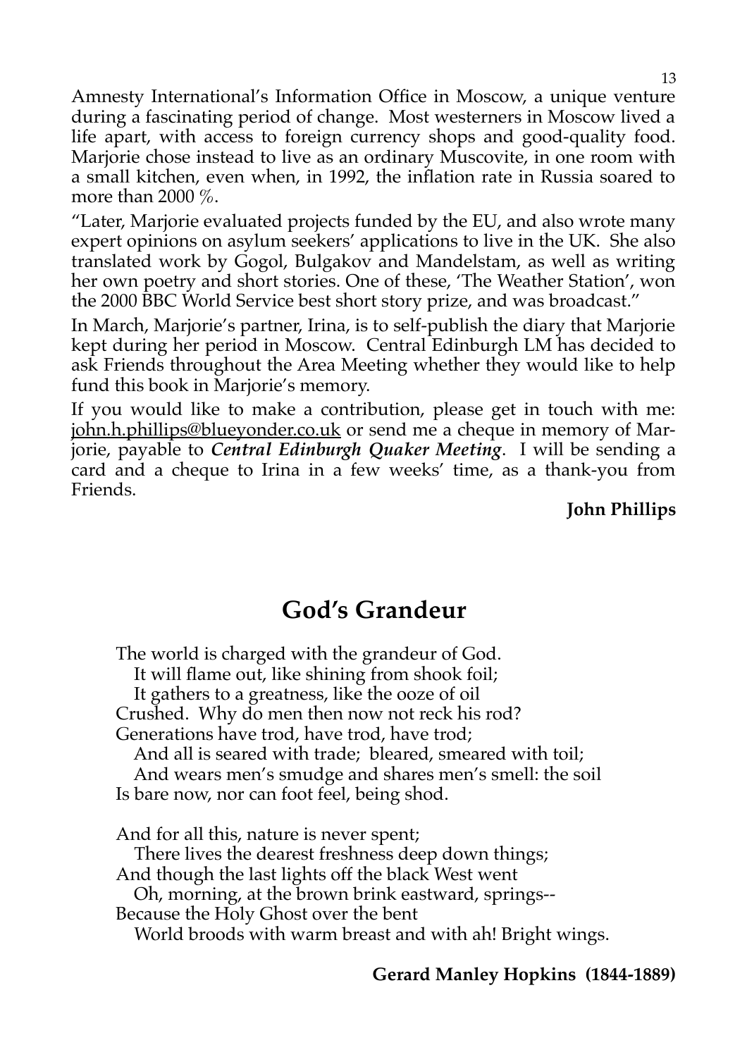Amnesty International's Information Office in Moscow, a unique venture during a fascinating period of change. Most westerners in Moscow lived a life apart, with access to foreign currency shops and good-quality food. Marjorie chose instead to live as an ordinary Muscovite, in one room with a small kitchen, even when, in 1992, the inflation rate in Russia soared to more than 2000 %.

"Later, Marjorie evaluated projects funded by the EU, and also wrote many expert opinions on asylum seekers' applications to live in the UK. She also translated work by Gogol, Bulgakov and Mandelstam, as well as writing her own poetry and short stories. One of these, 'The Weather Station', won the 2000 BBC World Service best short story prize, and was broadcast."

In March, Marjorie's partner, Irina, is to self-publish the diary that Marjorie kept during her period in Moscow. Central Edinburgh LM has decided to ask Friends throughout the Area Meeting whether they would like to help fund this book in Marjorie's memory.

If you would like to make a contribution, please get in touch with me: john.h.phillips@blueyonder.co.uk or send me a cheque in memory of Marjorie, payable to ***Central Edinburgh Quaker Meeting***. I will be sending a card and a cheque to Irina in a few weeks' time, as a thank-you from Friends.

**John Phillips**

# God's Grandeur

The world is charged with the grandeur of God.  
It will flame out, like shining from shook foil;  
It gathers to a greatness, like the ooze of oil  
Crushed. Why do men then now not reck his rod?  
Generations have trod, have trod, have trod;  
And all is seared with trade; bleared, smeared with toil;  
And wears men's smudge and shares men's smell: the soil  
Is bare now, nor can foot feel, being shod.

And for all this, nature is never spent;  
There lives the dearest freshness deep down things;  
And though the last lights off the black West went  
Oh, morning, at the brown brink eastward, springs--  
Because the Holy Ghost over the bent  
World broods with warm breast and with ah! Bright wings.

**Gerard Manley Hopkins (1844-1889)**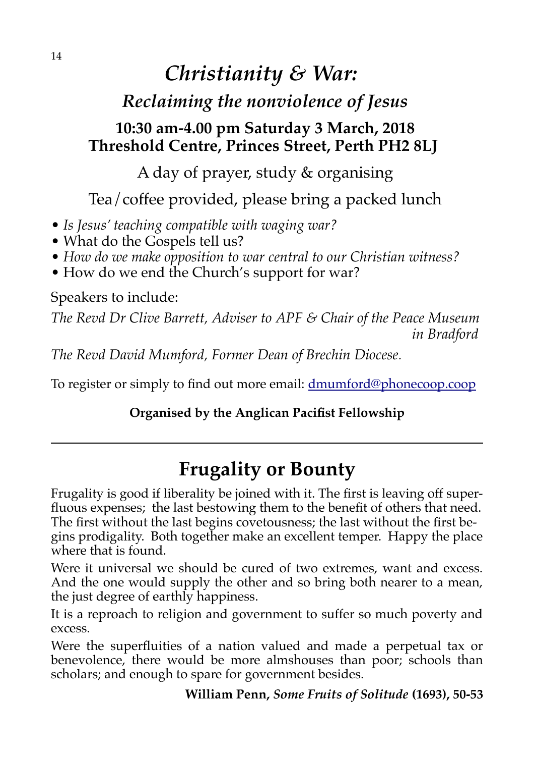# *Christianity & War:*

## *Reclaiming the nonviolence of Jesus*

### 10:30 am-4.00 pm Saturday 3 March, 2018
### Threshold Centre, Princes Street, Perth PH2 8LJ

A day of prayer, study & organising

Tea/coffee provided, please bring a packed lunch

- *Is Jesus' teaching compatible with waging war?*
- What do the Gospels tell us?
- *How do we make opposition to war central to our Christian witness?*
- How do we end the Church's support for war?

Speakers to include:

*The Revd Dr Clive Barrett, Adviser to APF & Chair of the Peace Museum in Bradford*

*The Revd David Mumford, Former Dean of Brechin Diocese.*

To register or simply to find out more email: dmumford@phonecoop.coop

**Organised by the Anglican Pacifist Fellowship**

---

## Frugality or Bounty

Frugality is good if liberality be joined with it. The first is leaving off superfluous expenses; the last bestowing them to the benefit of others that need. The first without the last begins covetousness; the last without the first begins prodigality. Both together make an excellent temper. Happy the place where that is found.

Were it universal we should be cured of two extremes, want and excess. And the one would supply the other and so bring both nearer to a mean, the just degree of earthly happiness.

It is a reproach to religion and government to suffer so much poverty and excess.

Were the superfluities of a nation valued and made a perpetual tax or benevolence, there would be more almshouses than poor; schools than scholars; and enough to spare for government besides.

**William Penn, *Some Fruits of Solitude* (1693), 50-53**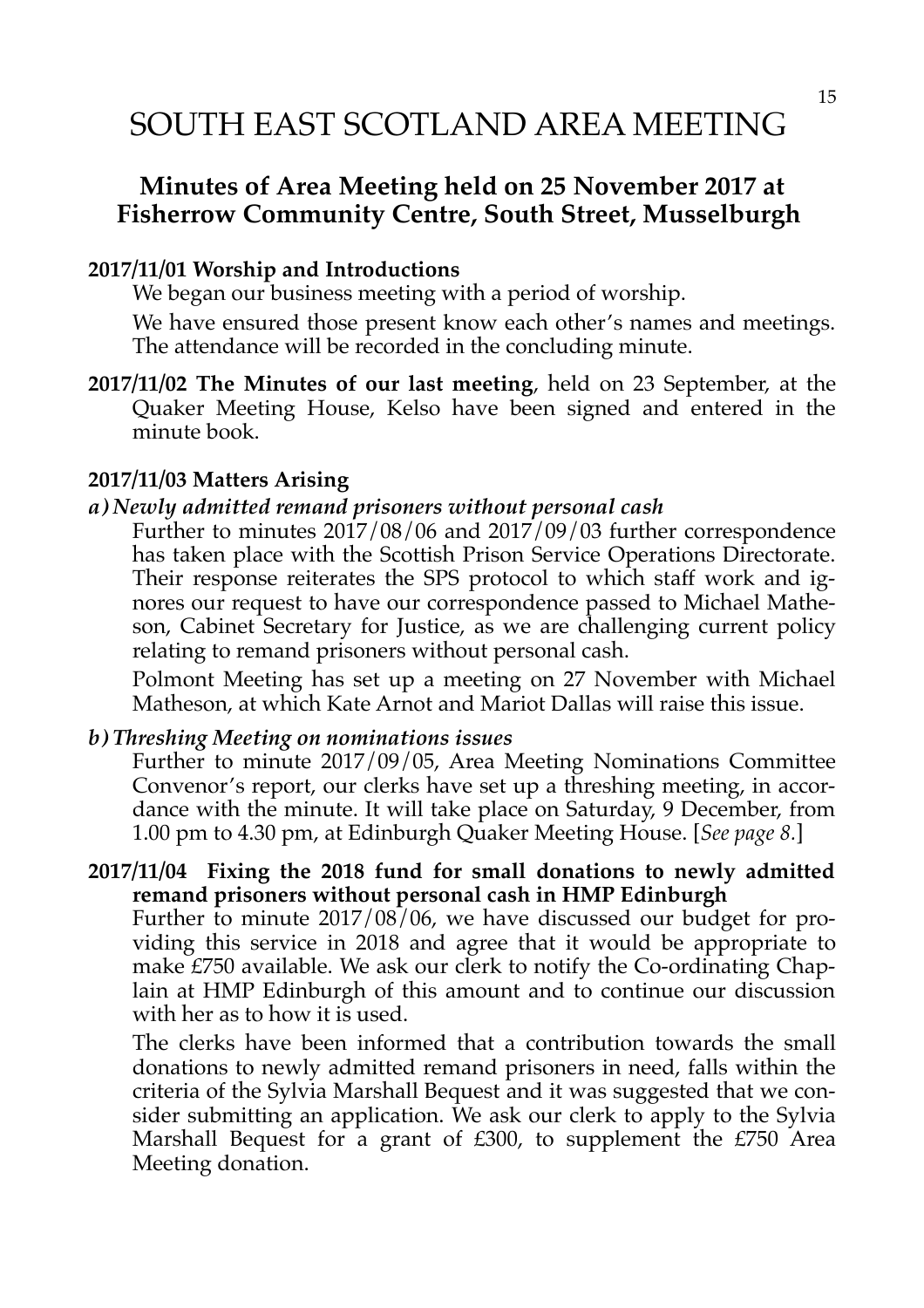# SOUTH EAST SCOTLAND AREA MEETING

## Minutes of Area Meeting held on 25 November 2017 at Fisherrow Community Centre, South Street, Musselburgh

**2017/11/01 Worship and Introductions**

We began our business meeting with a period of worship.

We have ensured those present know each other's names and meetings. The attendance will be recorded in the concluding minute.

**2017/11/02 The Minutes of our last meeting**, held on 23 September, at the Quaker Meeting House, Kelso have been signed and entered in the minute book.

**2017/11/03 Matters Arising**

***a) Newly admitted remand prisoners without personal cash***

Further to minutes 2017/08/06 and 2017/09/03 further correspondence has taken place with the Scottish Prison Service Operations Directorate. Their response reiterates the SPS protocol to which staff work and ignores our request to have our correspondence passed to Michael Matheson, Cabinet Secretary for Justice, as we are challenging current policy relating to remand prisoners without personal cash.

Polmont Meeting has set up a meeting on 27 November with Michael Matheson, at which Kate Arnot and Mariot Dallas will raise this issue.

***b) Threshing Meeting on nominations issues***

Further to minute 2017/09/05, Area Meeting Nominations Committee Convenor's report, our clerks have set up a threshing meeting, in accordance with the minute. It will take place on Saturday, 9 December, from 1.00 pm to 4.30 pm, at Edinburgh Quaker Meeting House. [*See page 8.*]

**2017/11/04 Fixing the 2018 fund for small donations to newly admitted remand prisoners without personal cash in HMP Edinburgh**

Further to minute 2017/08/06, we have discussed our budget for providing this service in 2018 and agree that it would be appropriate to make £750 available. We ask our clerk to notify the Co-ordinating Chaplain at HMP Edinburgh of this amount and to continue our discussion with her as to how it is used.

The clerks have been informed that a contribution towards the small donations to newly admitted remand prisoners in need, falls within the criteria of the Sylvia Marshall Bequest and it was suggested that we consider submitting an application. We ask our clerk to apply to the Sylvia Marshall Bequest for a grant of £300, to supplement the £750 Area Meeting donation.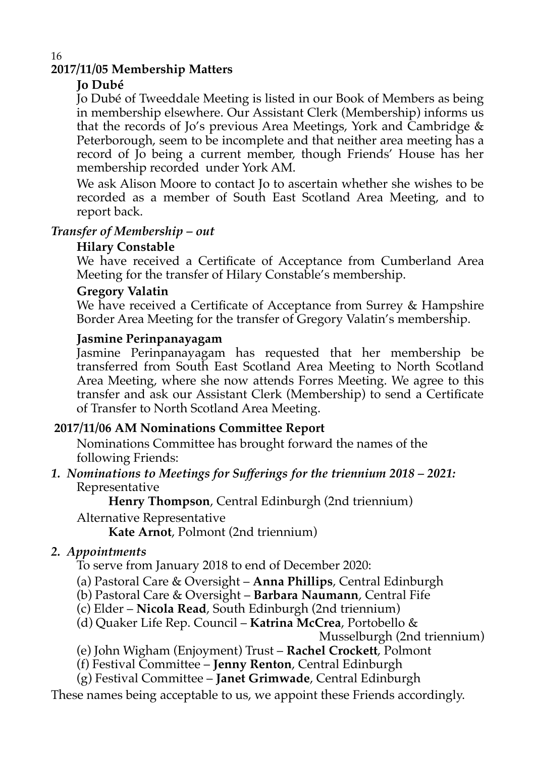## 2017/11/05 Membership Matters

**Jo Dubé**

Jo Dubé of Tweeddale Meeting is listed in our Book of Members as being in membership elsewhere. Our Assistant Clerk (Membership) informs us that the records of Jo's previous Area Meetings, York and Cambridge & Peterborough, seem to be incomplete and that neither area meeting has a record of Jo being a current member, though Friends' House has her membership recorded under York AM.

We ask Alison Moore to contact Jo to ascertain whether she wishes to be recorded as a member of South East Scotland Area Meeting, and to report back.

### *Transfer of Membership – out*

**Hilary Constable**

We have received a Certificate of Acceptance from Cumberland Area Meeting for the transfer of Hilary Constable's membership.

**Gregory Valatin**

We have received a Certificate of Acceptance from Surrey & Hampshire Border Area Meeting for the transfer of Gregory Valatin's membership.

**Jasmine Perinpanayagam**

Jasmine Perinpanayagam has requested that her membership be transferred from South East Scotland Area Meeting to North Scotland Area Meeting, where she now attends Forres Meeting. We agree to this transfer and ask our Assistant Clerk (Membership) to send a Certificate of Transfer to North Scotland Area Meeting.

## 2017/11/06 AM Nominations Committee Report

Nominations Committee has brought forward the names of the following Friends:

*1. Nominations to Meetings for Sufferings for the triennium 2018 – 2021:*

Representative

**Henry Thompson**, Central Edinburgh (2nd triennium)

Alternative Representative

**Kate Arnot**, Polmont (2nd triennium)

*2. Appointments*

To serve from January 2018 to end of December 2020:

(a) Pastoral Care & Oversight – **Anna Phillips**, Central Edinburgh
(b) Pastoral Care & Oversight – **Barbara Naumann**, Central Fife
(c) Elder – **Nicola Read**, South Edinburgh (2nd triennium)
(d) Quaker Life Rep. Council – **Katrina McCrea**, Portobello & Musselburgh (2nd triennium)
(e) John Wigham (Enjoyment) Trust – **Rachel Crockett**, Polmont
(f) Festival Committee – **Jenny Renton**, Central Edinburgh
(g) Festival Committee – **Janet Grimwade**, Central Edinburgh

These names being acceptable to us, we appoint these Friends accordingly.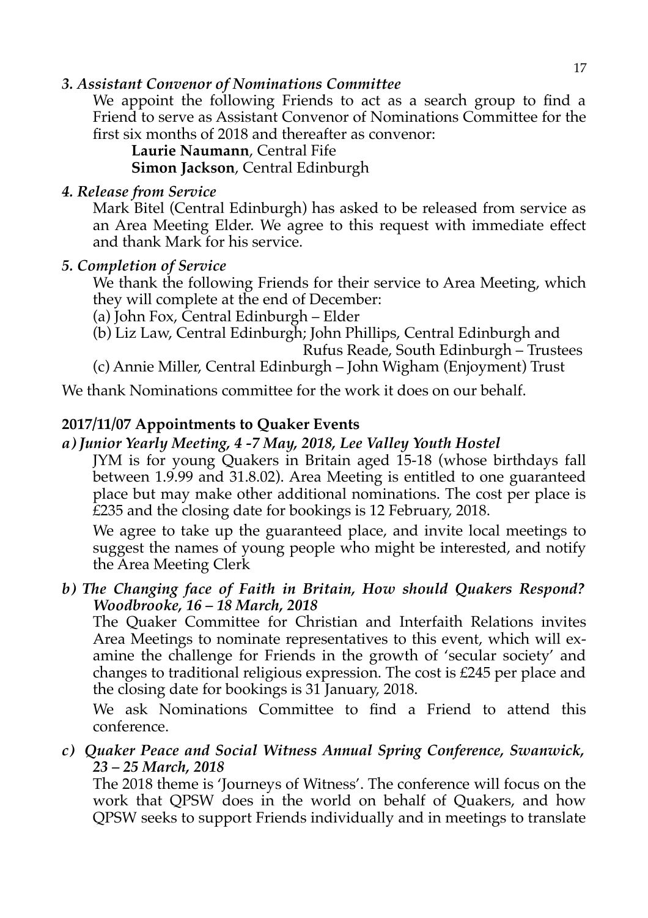*3. Assistant Convenor of Nominations Committee*

We appoint the following Friends to act as a search group to find a Friend to serve as Assistant Convenor of Nominations Committee for the first six months of 2018 and thereafter as convenor:

**Laurie Naumann**, Central Fife
**Simon Jackson**, Central Edinburgh

*4. Release from Service*

Mark Bitel (Central Edinburgh) has asked to be released from service as an Area Meeting Elder. We agree to this request with immediate effect and thank Mark for his service.

*5. Completion of Service*

We thank the following Friends for their service to Area Meeting, which they will complete at the end of December:

(a) John Fox, Central Edinburgh – Elder
(b) Liz Law, Central Edinburgh; John Phillips, Central Edinburgh and Rufus Reade, South Edinburgh – Trustees
(c) Annie Miller, Central Edinburgh – John Wigham (Enjoyment) Trust

We thank Nominations committee for the work it does on our behalf.

**2017/11/07 Appointments to Quaker Events**

***a) Junior Yearly Meeting, 4 -7 May, 2018, Lee Valley Youth Hostel***

JYM is for young Quakers in Britain aged 15-18 (whose birthdays fall between 1.9.99 and 31.8.02). Area Meeting is entitled to one guaranteed place but may make other additional nominations. The cost per place is £235 and the closing date for bookings is 12 February, 2018.

We agree to take up the guaranteed place, and invite local meetings to suggest the names of young people who might be interested, and notify the Area Meeting Clerk

***b) The Changing face of Faith in Britain, How should Quakers Respond? Woodbrooke, 16 – 18 March, 2018***

The Quaker Committee for Christian and Interfaith Relations invites Area Meetings to nominate representatives to this event, which will examine the challenge for Friends in the growth of 'secular society' and changes to traditional religious expression. The cost is £245 per place and the closing date for bookings is 31 January, 2018.

We ask Nominations Committee to find a Friend to attend this conference.

***c) Quaker Peace and Social Witness Annual Spring Conference, Swanwick, 23 – 25 March, 2018***

The 2018 theme is 'Journeys of Witness'. The conference will focus on the work that QPSW does in the world on behalf of Quakers, and how QPSW seeks to support Friends individually and in meetings to translate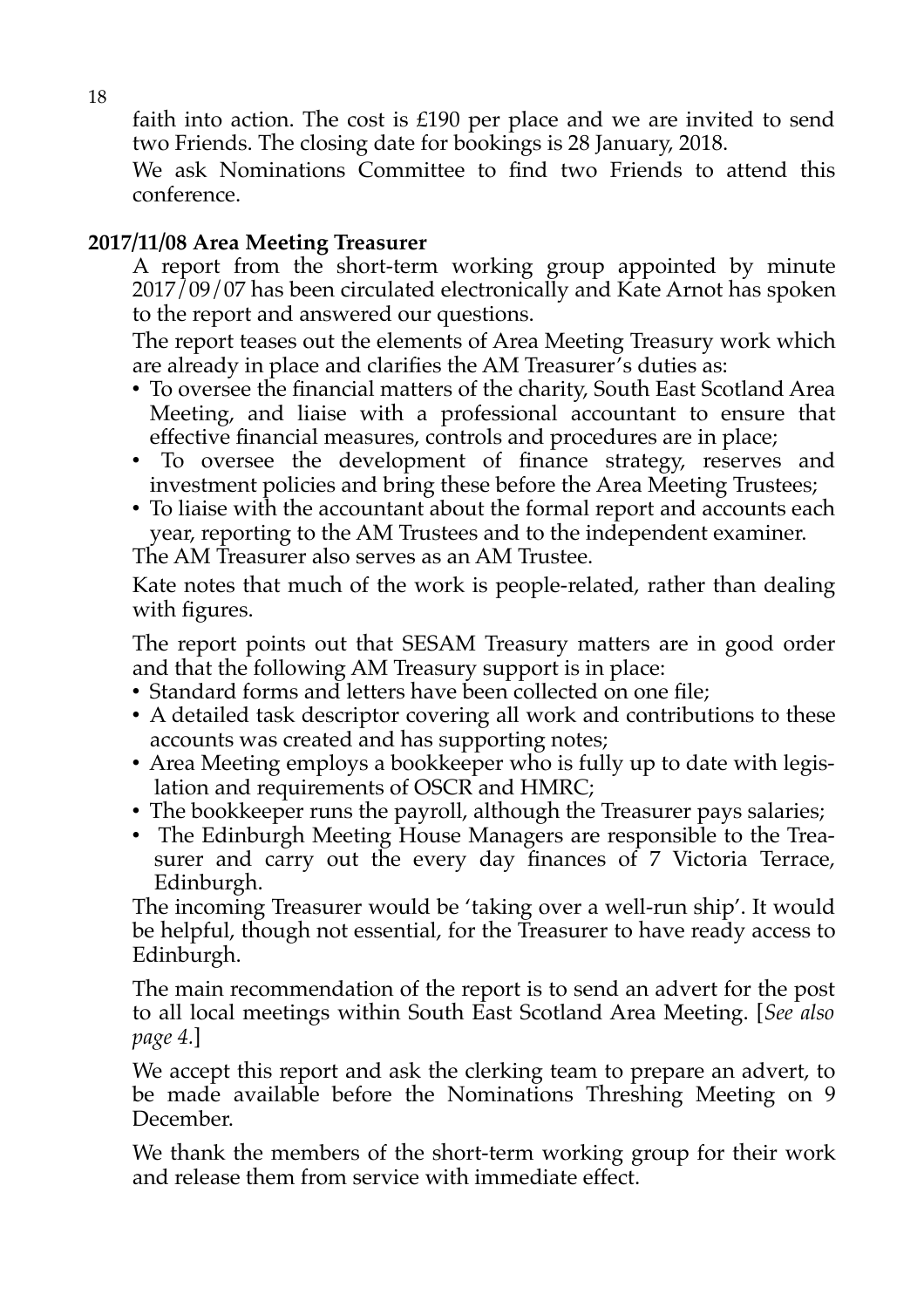faith into action. The cost is £190 per place and we are invited to send two Friends. The closing date for bookings is 28 January, 2018.

We ask Nominations Committee to find two Friends to attend this conference.

**2017/11/08 Area Meeting Treasurer**

A report from the short-term working group appointed by minute 2017/09/07 has been circulated electronically and Kate Arnot has spoken to the report and answered our questions.

The report teases out the elements of Area Meeting Treasury work which are already in place and clarifies the AM Treasurer's duties as:

- To oversee the financial matters of the charity, South East Scotland Area Meeting, and liaise with a professional accountant to ensure that effective financial measures, controls and procedures are in place;
- To oversee the development of finance strategy, reserves and investment policies and bring these before the Area Meeting Trustees;
- To liaise with the accountant about the formal report and accounts each year, reporting to the AM Trustees and to the independent examiner.

The AM Treasurer also serves as an AM Trustee.

Kate notes that much of the work is people-related, rather than dealing with figures.

The report points out that SESAM Treasury matters are in good order and that the following AM Treasury support is in place:

- Standard forms and letters have been collected on one file;
- A detailed task descriptor covering all work and contributions to these accounts was created and has supporting notes;
- Area Meeting employs a bookkeeper who is fully up to date with legislation and requirements of OSCR and HMRC;
- The bookkeeper runs the payroll, although the Treasurer pays salaries;
- The Edinburgh Meeting House Managers are responsible to the Treasurer and carry out the every day finances of 7 Victoria Terrace, Edinburgh.

The incoming Treasurer would be 'taking over a well-run ship'. It would be helpful, though not essential, for the Treasurer to have ready access to Edinburgh.

The main recommendation of the report is to send an advert for the post to all local meetings within South East Scotland Area Meeting. [*See also page 4.*]

We accept this report and ask the clerking team to prepare an advert, to be made available before the Nominations Threshing Meeting on 9 December.

We thank the members of the short-term working group for their work and release them from service with immediate effect.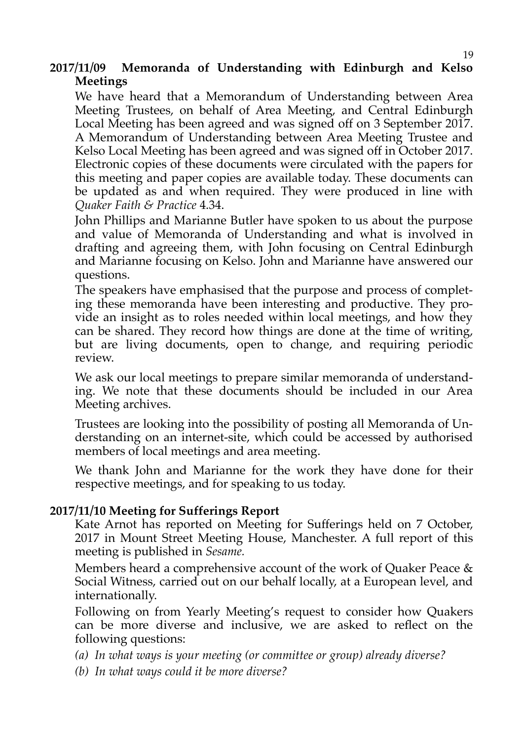**2017/11/09 Memoranda of Understanding with Edinburgh and Kelso Meetings**

We have heard that a Memorandum of Understanding between Area Meeting Trustees, on behalf of Area Meeting, and Central Edinburgh Local Meeting has been agreed and was signed off on 3 September 2017. A Memorandum of Understanding between Area Meeting Trustee and Kelso Local Meeting has been agreed and was signed off in October 2017. Electronic copies of these documents were circulated with the papers for this meeting and paper copies are available today. These documents can be updated as and when required. They were produced in line with *Quaker Faith & Practice* 4.34.

John Phillips and Marianne Butler have spoken to us about the purpose and value of Memoranda of Understanding and what is involved in drafting and agreeing them, with John focusing on Central Edinburgh and Marianne focusing on Kelso. John and Marianne have answered our questions.

The speakers have emphasised that the purpose and process of completing these memoranda have been interesting and productive. They provide an insight as to roles needed within local meetings, and how they can be shared. They record how things are done at the time of writing, but are living documents, open to change, and requiring periodic review.

We ask our local meetings to prepare similar memoranda of understanding. We note that these documents should be included in our Area Meeting archives.

Trustees are looking into the possibility of posting all Memoranda of Understanding on an internet-site, which could be accessed by authorised members of local meetings and area meeting.

We thank John and Marianne for the work they have done for their respective meetings, and for speaking to us today.

**2017/11/10 Meeting for Sufferings Report**

Kate Arnot has reported on Meeting for Sufferings held on 7 October, 2017 in Mount Street Meeting House, Manchester. A full report of this meeting is published in *Sesame.*

Members heard a comprehensive account of the work of Quaker Peace & Social Witness, carried out on our behalf locally, at a European level, and internationally.

Following on from Yearly Meeting's request to consider how Quakers can be more diverse and inclusive, we are asked to reflect on the following questions:

*(a) In what ways is your meeting (or committee or group) already diverse?*

*(b) In what ways could it be more diverse?*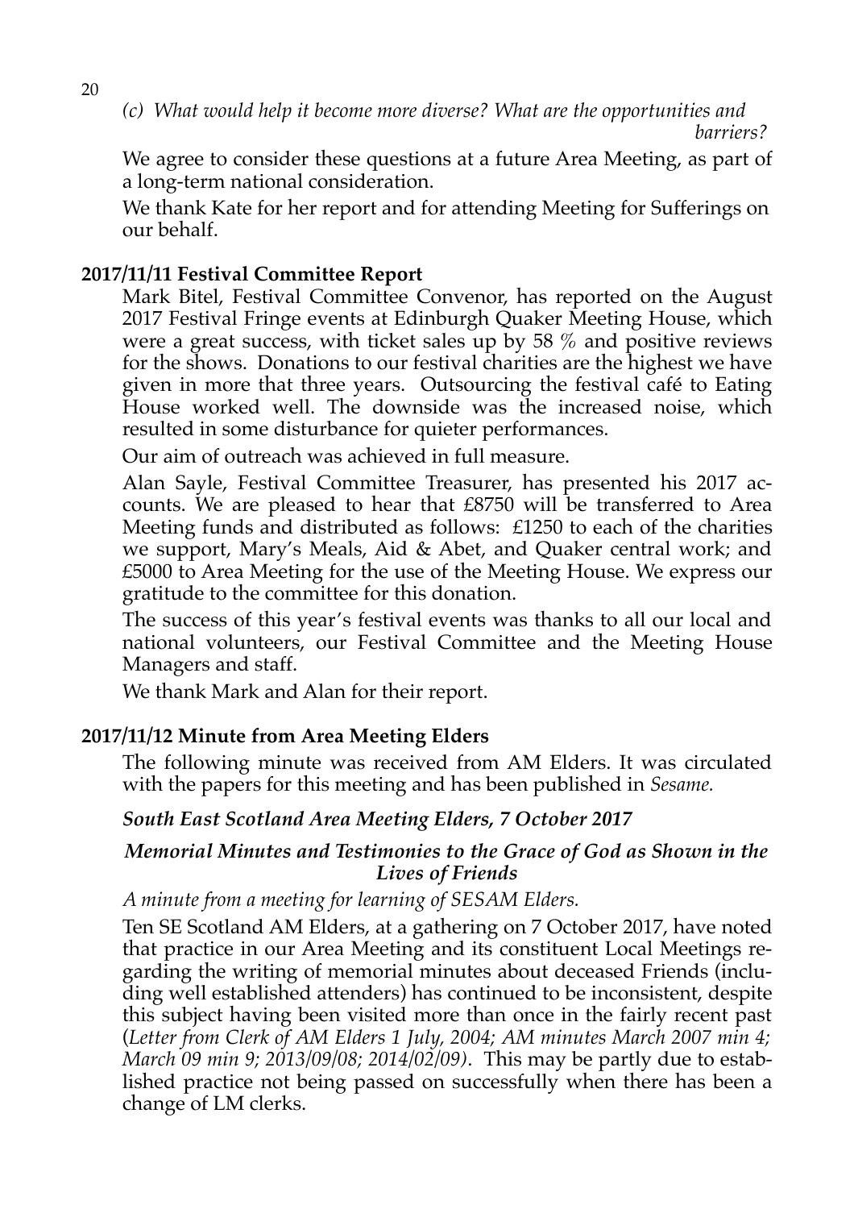*(c) What would help it become more diverse? What are the opportunities and barriers?*

We agree to consider these questions at a future Area Meeting, as part of a long-term national consideration.

We thank Kate for her report and for attending Meeting for Sufferings on our behalf.

**2017/11/11 Festival Committee Report**

Mark Bitel, Festival Committee Convenor, has reported on the August 2017 Festival Fringe events at Edinburgh Quaker Meeting House, which were a great success, with ticket sales up by 58 % and positive reviews for the shows. Donations to our festival charities are the highest we have given in more that three years. Outsourcing the festival café to Eating House worked well. The downside was the increased noise, which resulted in some disturbance for quieter performances.

Our aim of outreach was achieved in full measure.

Alan Sayle, Festival Committee Treasurer, has presented his 2017 accounts. We are pleased to hear that £8750 will be transferred to Area Meeting funds and distributed as follows: £1250 to each of the charities we support, Mary's Meals, Aid & Abet, and Quaker central work; and £5000 to Area Meeting for the use of the Meeting House. We express our gratitude to the committee for this donation.

The success of this year's festival events was thanks to all our local and national volunteers, our Festival Committee and the Meeting House Managers and staff.

We thank Mark and Alan for their report.

**2017/11/12 Minute from Area Meeting Elders**

The following minute was received from AM Elders. It was circulated with the papers for this meeting and has been published in *Sesame.*

***South East Scotland Area Meeting Elders, 7 October 2017***

***Memorial Minutes and Testimonies to the Grace of God as Shown in the Lives of Friends***

*A minute from a meeting for learning of SESAM Elders.*

Ten SE Scotland AM Elders, at a gathering on 7 October 2017, have noted that practice in our Area Meeting and its constituent Local Meetings regarding the writing of memorial minutes about deceased Friends (including well established attenders) has continued to be inconsistent, despite this subject having been visited more than once in the fairly recent past (*Letter from Clerk of AM Elders 1 July, 2004; AM minutes March 2007 min 4; March 09 min 9; 2013/09/08; 2014/02/09)*. This may be partly due to established practice not being passed on successfully when there has been a change of LM clerks.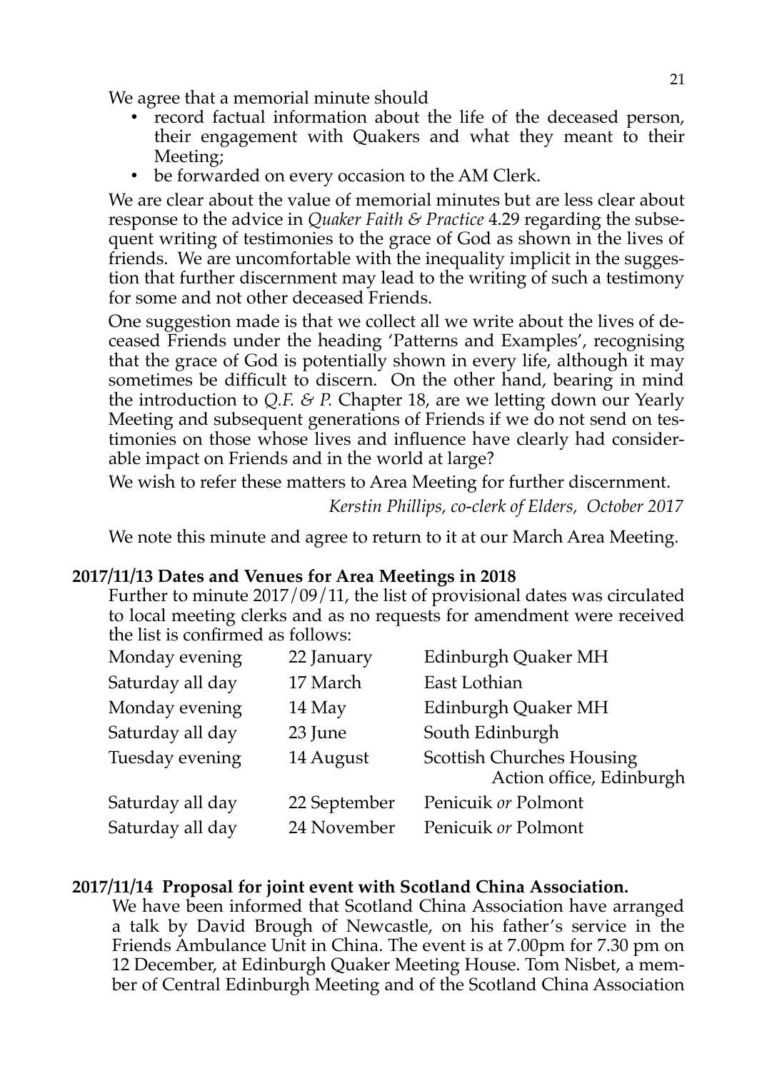We agree that a memorial minute should

- record factual information about the life of the deceased person, their engagement with Quakers and what they meant to their Meeting;
- be forwarded on every occasion to the AM Clerk.

We are clear about the value of memorial minutes but are less clear about response to the advice in *Quaker Faith & Practice* 4.29 regarding the subsequent writing of testimonies to the grace of God as shown in the lives of friends. We are uncomfortable with the inequality implicit in the suggestion that further discernment may lead to the writing of such a testimony for some and not other deceased Friends.

One suggestion made is that we collect all we write about the lives of deceased Friends under the heading 'Patterns and Examples', recognising that the grace of God is potentially shown in every life, although it may sometimes be difficult to discern. On the other hand, bearing in mind the introduction to *Q.F. & P.* Chapter 18, are we letting down our Yearly Meeting and subsequent generations of Friends if we do not send on testimonies on those whose lives and influence have clearly had considerable impact on Friends and in the world at large?

We wish to refer these matters to Area Meeting for further discernment.

*Kerstin Phillips, co-clerk of Elders, October 2017*

We note this minute and agree to return to it at our March Area Meeting.

**2017/11/13 Dates and Venues for Area Meetings in 2018**

Further to minute 2017/09/11, the list of provisional dates was circulated to local meeting clerks and as no requests for amendment were received the list is confirmed as follows:

| | | |
|---|---|---|
| Monday evening | 22 January | Edinburgh Quaker MH |
| Saturday all day | 17 March | East Lothian |
| Monday evening | 14 May | Edinburgh Quaker MH |
| Saturday all day | 23 June | South Edinburgh |
| Tuesday evening | 14 August | Scottish Churches Housing Action office, Edinburgh |
| Saturday all day | 22 September | Penicuik *or* Polmont |
| Saturday all day | 24 November | Penicuik *or* Polmont |

**2017/11/14 Proposal for joint event with Scotland China Association.**

We have been informed that Scotland China Association have arranged a talk by David Brough of Newcastle, on his father's service in the Friends Ambulance Unit in China. The event is at 7.00pm for 7.30 pm on 12 December, at Edinburgh Quaker Meeting House. Tom Nisbet, a member of Central Edinburgh Meeting and of the Scotland China Association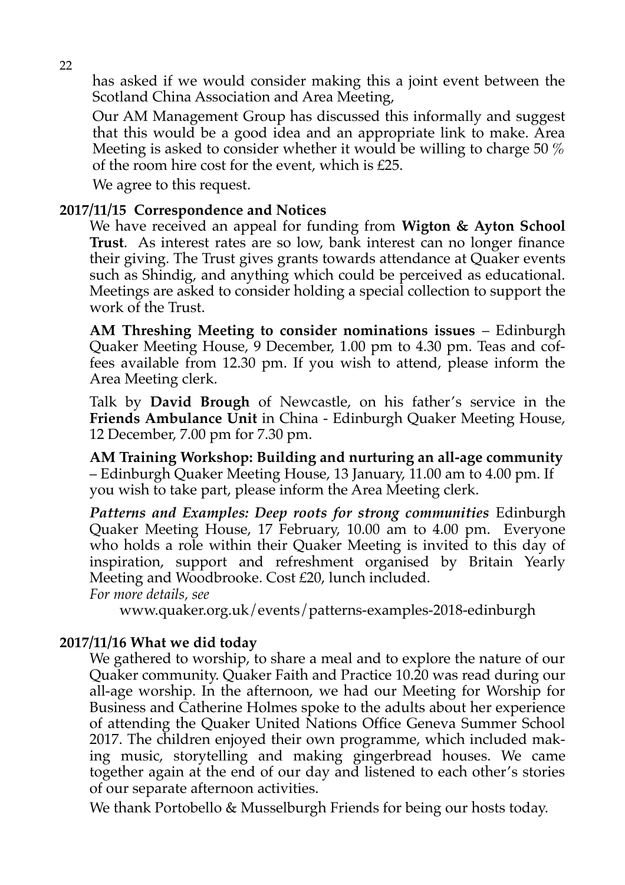has asked if we would consider making this a joint event between the Scotland China Association and Area Meeting,

Our AM Management Group has discussed this informally and suggest that this would be a good idea and an appropriate link to make. Area Meeting is asked to consider whether it would be willing to charge 50 % of the room hire cost for the event, which is £25.

We agree to this request.

**2017/11/15 Correspondence and Notices**

We have received an appeal for funding from **Wigton & Ayton School Trust**. As interest rates are so low, bank interest can no longer finance their giving. The Trust gives grants towards attendance at Quaker events such as Shindig, and anything which could be perceived as educational. Meetings are asked to consider holding a special collection to support the work of the Trust.

**AM Threshing Meeting to consider nominations issues** – Edinburgh Quaker Meeting House, 9 December, 1.00 pm to 4.30 pm. Teas and coffees available from 12.30 pm. If you wish to attend, please inform the Area Meeting clerk.

Talk by **David Brough** of Newcastle, on his father's service in the **Friends Ambulance Unit** in China - Edinburgh Quaker Meeting House, 12 December, 7.00 pm for 7.30 pm.

**AM Training Workshop: Building and nurturing an all-age community** – Edinburgh Quaker Meeting House, 13 January, 11.00 am to 4.00 pm. If you wish to take part, please inform the Area Meeting clerk.

***Patterns and Examples: Deep roots for strong communities*** Edinburgh Quaker Meeting House, 17 February, 10.00 am to 4.00 pm. Everyone who holds a role within their Quaker Meeting is invited to this day of inspiration, support and refreshment organised by Britain Yearly Meeting and Woodbrooke. Cost £20, lunch included.

*For more details, see*

www.quaker.org.uk/events/patterns-examples-2018-edinburgh

**2017/11/16 What we did today**

We gathered to worship, to share a meal and to explore the nature of our Quaker community. Quaker Faith and Practice 10.20 was read during our all-age worship. In the afternoon, we had our Meeting for Worship for Business and Catherine Holmes spoke to the adults about her experience of attending the Quaker United Nations Office Geneva Summer School 2017. The children enjoyed their own programme, which included making music, storytelling and making gingerbread houses. We came together again at the end of our day and listened to each other's stories of our separate afternoon activities.

We thank Portobello & Musselburgh Friends for being our hosts today.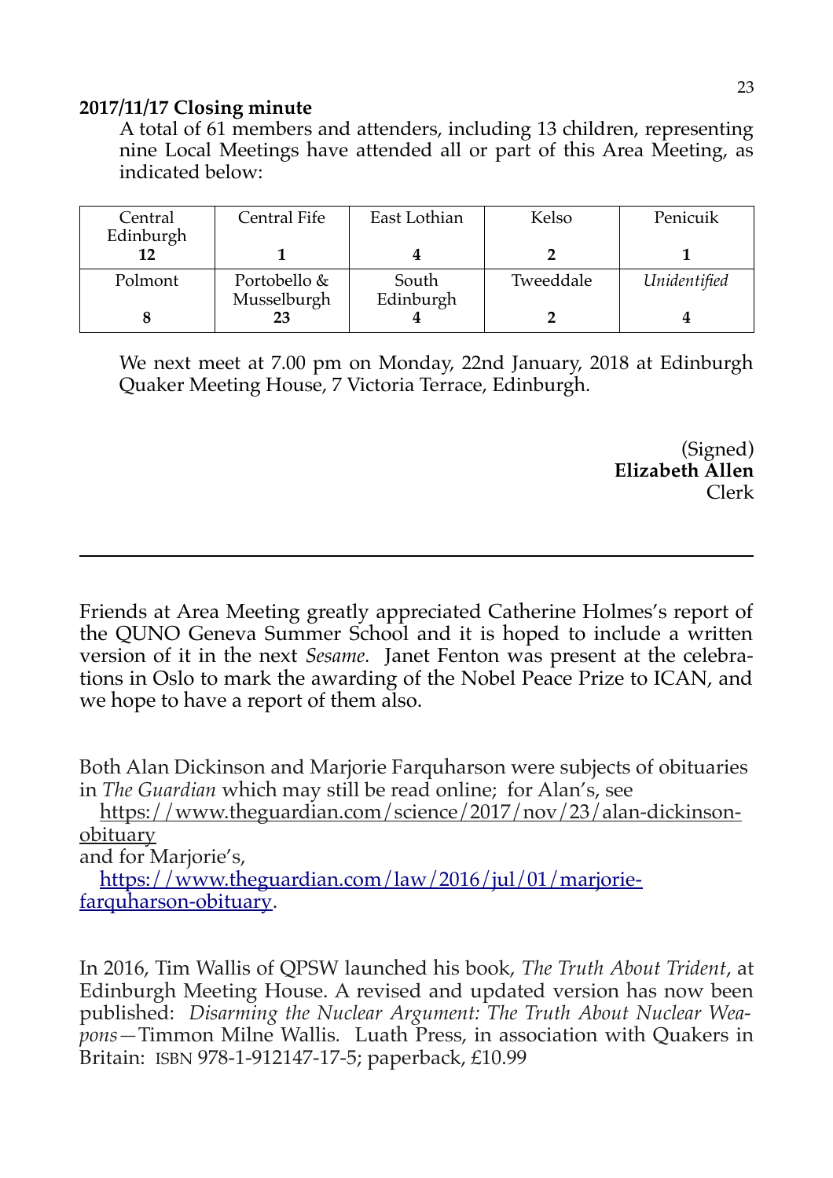**2017/11/17 Closing minute**

A total of 61 members and attenders, including 13 children, representing nine Local Meetings have attended all or part of this Area Meeting, as indicated below:

| Central Edinburgh | Central Fife | East Lothian | Kelso | Penicuik |
|---|---|---|---|---|
| **12** | **1** | **4** | **2** | **1** |
| Polmont | Portobello & Musselburgh | South Edinburgh | Tweeddale | *Unidentified* |
| **8** | **23** | **4** | **2** | **4** |

We next meet at 7.00 pm on Monday, 22nd January, 2018 at Edinburgh Quaker Meeting House, 7 Victoria Terrace, Edinburgh.

(Signed)
**Elizabeth Allen**
Clerk

---

Friends at Area Meeting greatly appreciated Catherine Holmes's report of the QUNO Geneva Summer School and it is hoped to include a written version of it in the next *Sesame.* Janet Fenton was present at the celebrations in Oslo to mark the awarding of the Nobel Peace Prize to ICAN, and we hope to have a report of them also.

Both Alan Dickinson and Marjorie Farquharson were subjects of obituaries in *The Guardian* which may still be read online; for Alan's, see
https://www.theguardian.com/science/2017/nov/23/alan-dickinson-obituary
and for Marjorie's,
https://www.theguardian.com/law/2016/jul/01/marjorie-farquharson-obituary.

In 2016, Tim Wallis of QPSW launched his book, *The Truth About Trident*, at Edinburgh Meeting House. A revised and updated version has now been published: *Disarming the Nuclear Argument: The Truth About Nuclear Weapons*—Timmon Milne Wallis. Luath Press, in association with Quakers in Britain: ISBN 978-1-912147-17-5; paperback, £10.99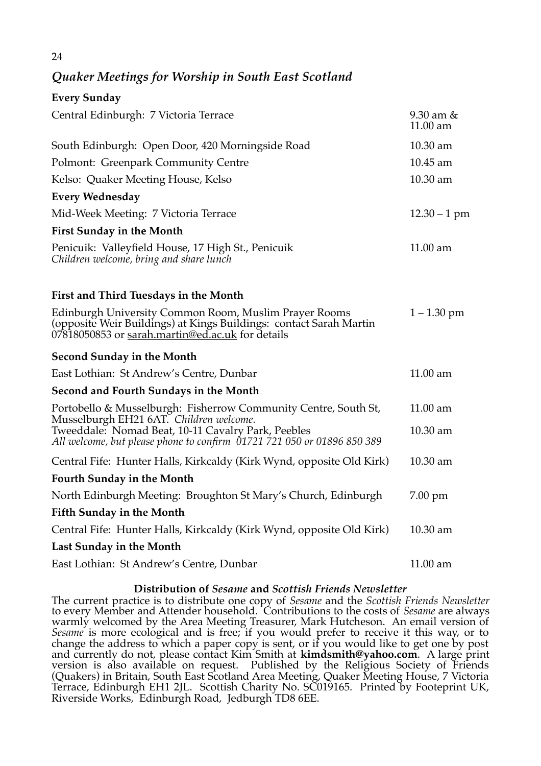## *Quaker Meetings for Worship in South East Scotland*

| | |
|---|---|
| **Every Sunday** | |
| Central Edinburgh: 7 Victoria Terrace | 9.30 am & 11.00 am |
| South Edinburgh: Open Door, 420 Morningside Road | 10.30 am |
| Polmont: Greenpark Community Centre | 10.45 am |
| Kelso: Quaker Meeting House, Kelso | 10.30 am |
| **Every Wednesday** | |
| Mid-Week Meeting: 7 Victoria Terrace | 12.30 – 1 pm |
| **First Sunday in the Month** | |
| Penicuik: Valleyfield House, 17 High St., Penicuik *Children welcome, bring and share lunch* | 11.00 am |
| **First and Third Tuesdays in the Month** | |
| Edinburgh University Common Room, Muslim Prayer Rooms (opposite Weir Buildings) at Kings Buildings: contact Sarah Martin 07818050853 or sarah.martin@ed.ac.uk for details | 1 – 1.30 pm |
| **Second Sunday in the Month** | |
| East Lothian: St Andrew's Centre, Dunbar | 11.00 am |
| **Second and Fourth Sundays in the Month** | |
| Portobello & Musselburgh: Fisherrow Community Centre, South St, Musselburgh EH21 6AT. *Children welcome.* | 11.00 am |
| Tweeddale: Nomad Beat, 10-11 Cavalry Park, Peebles *All welcome, but please phone to confirm 01721 721 050 or 01896 850 389* | 10.30 am |
| Central Fife: Hunter Halls, Kirkcaldy (Kirk Wynd, opposite Old Kirk) | 10.30 am |
| **Fourth Sunday in the Month** | |
| North Edinburgh Meeting: Broughton St Mary's Church, Edinburgh | 7.00 pm |
| **Fifth Sunday in the Month** | |
| Central Fife: Hunter Halls, Kirkcaldy (Kirk Wynd, opposite Old Kirk) | 10.30 am |
| **Last Sunday in the Month** | |
| East Lothian: St Andrew's Centre, Dunbar | 11.00 am |

**Distribution of *Sesame* and *Scottish Friends Newsletter***

The current practice is to distribute one copy of *Sesame* and the *Scottish Friends Newsletter* to every Member and Attender household. Contributions to the costs of *Sesame* are always warmly welcomed by the Area Meeting Treasurer, Mark Hutcheson. An email version of *Sesame* is more ecological and is free; if you would prefer to receive it this way, or to change the address to which a paper copy is sent, or if you would like to get one by post and currently do not, please contact Kim Smith at **kimdsmith@yahoo.com**. A large print version is also available on request. Published by the Religious Society of Friends (Quakers) in Britain, South East Scotland Area Meeting, Quaker Meeting House, 7 Victoria Terrace, Edinburgh EH1 2JL. Scottish Charity No. SC019165. Printed by Footeprint UK, Riverside Works, Edinburgh Road, Jedburgh TD8 6EE.